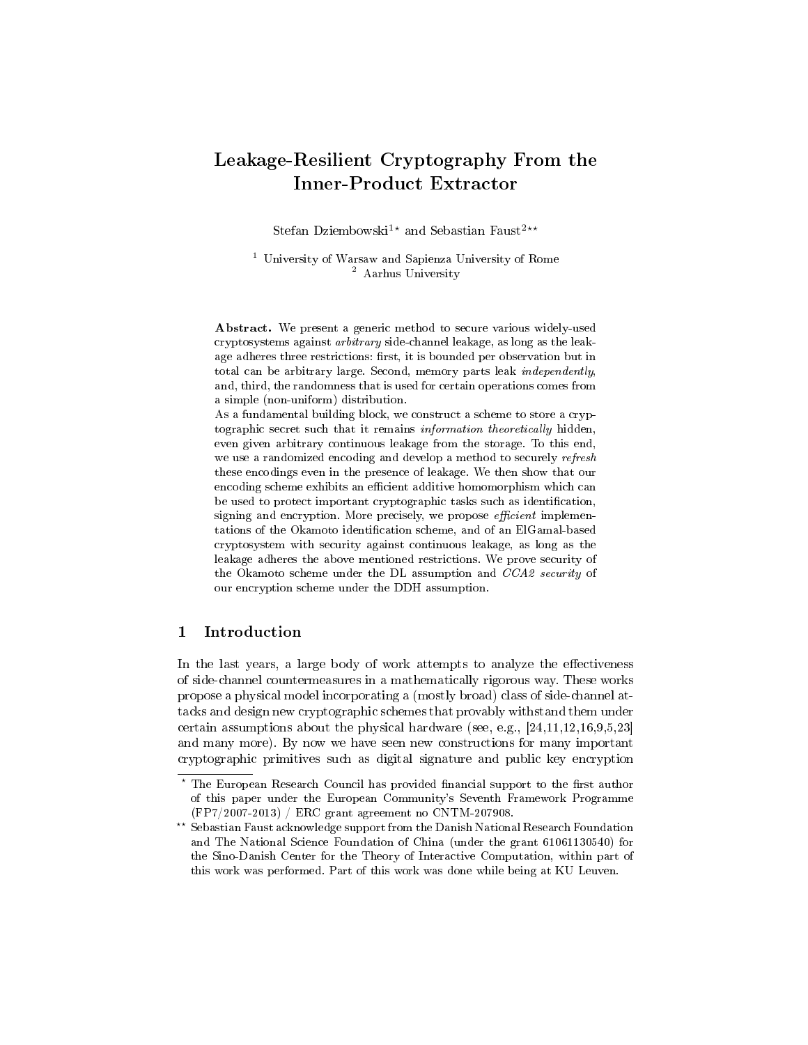# Leakage-Resilient Cryptography From the Inner-Product Extractor

Stefan Dziembowski[1]* and Sebastian Faust[2]**

[1] University of Warsaw and Sapienza University of Rome
[2] Aarhus University

**Abstract.** We present a generic method to secure various widely-used cryptosystems against *arbitrary* side-channel leakage, as long as the leakage adheres three restrictions: first, it is bounded per observation but in total can be arbitrary large. Second, memory parts leak *independently*, and, third, the randomness that is used for certain operations comes from a simple (non-uniform) distribution.
As a fundamental building block, we construct a scheme to store a cryptographic secret such that it remains *information theoretically* hidden, even given arbitrary continuous leakage from the storage. To this end, we use a randomized encoding and develop a method to securely *refresh* these encodings even in the presence of leakage. We then show that our encoding scheme exhibits an efficient additive homomorphism which can be used to protect important cryptographic tasks such as identification, signing and encryption. More precisely, we propose *efficient* implementations of the Okamoto identification scheme, and of an ElGamal-based cryptosystem with security against continuous leakage, as long as the leakage adheres the above mentioned restrictions. We prove security of the Okamoto scheme under the DL assumption and *CCA2 security* of our encryption scheme under the DDH assumption.

## 1 Introduction

In the last years, a large body of work attempts to analyze the effectiveness of side-channel countermeasures in a mathematically rigorous way. These works propose a physical model incorporating a (mostly broad) class of side-channel attacks and design new cryptographic schemes that provably withstand them under certain assumptions about the physical hardware (see, e.g., [24,11,12,16,9,5,23] and many more). By now we have seen new constructions for many important cryptographic primitives such as digital signature and public key encryption

---

\* The European Research Council has provided financial support to the first author of this paper under the European Community's Seventh Framework Programme (FP7/2007-2013) / ERC grant agreement no CNTM-207908.

\*\* Sebastian Faust acknowledge support from the Danish National Research Foundation and The National Science Foundation of China (under the grant 61061130540) for the Sino-Danish Center for the Theory of Interactive Computation, within part of this work was performed. Part of this work was done while being at KU Leuven.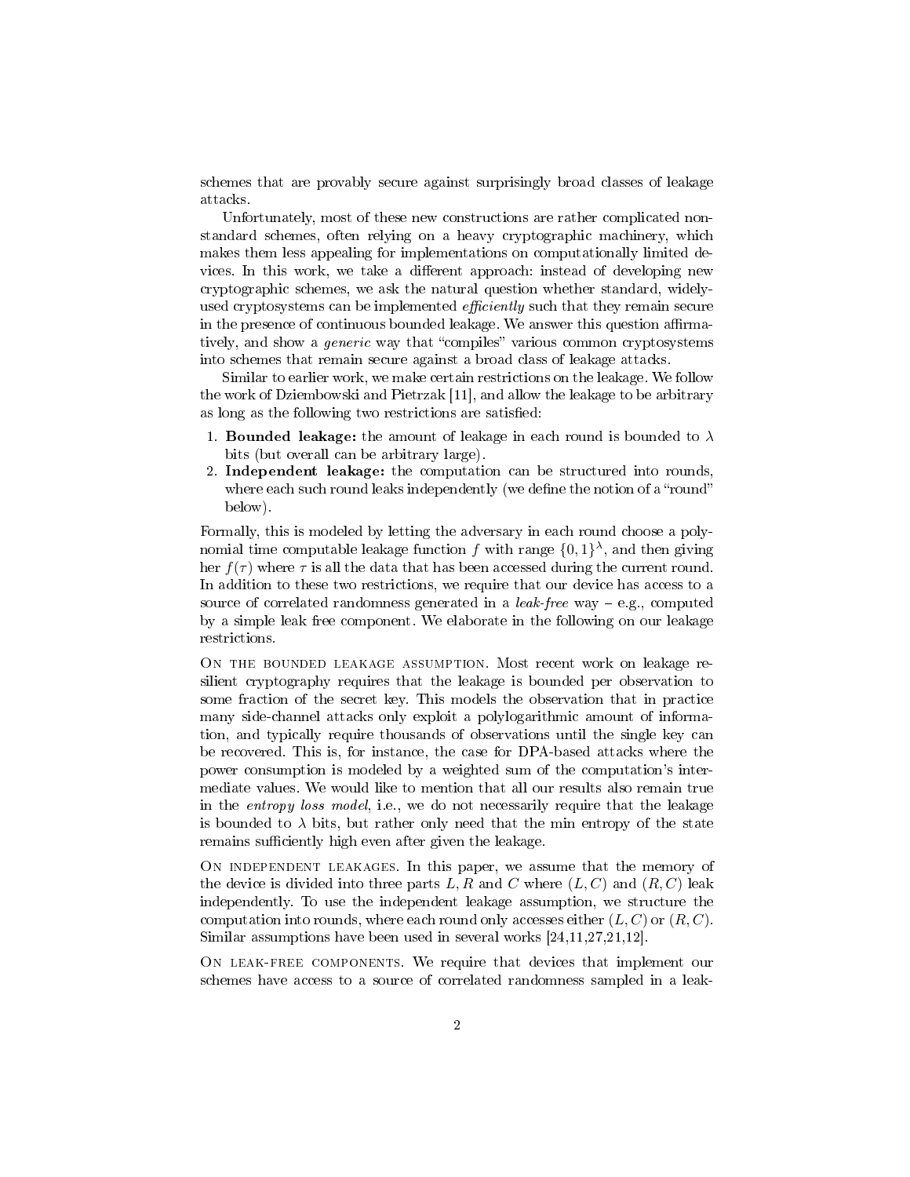schemes that are provably secure against surprisingly broad classes of leakage attacks.

Unfortunately, most of these new constructions are rather complicated non-standard schemes, often relying on a heavy cryptographic machinery, which makes them less appealing for implementations on computationally limited devices. In this work, we take a different approach: instead of developing new cryptographic schemes, we ask the natural question whether standard, widely-used cryptosystems can be implemented *efficiently* such that they remain secure in the presence of continuous bounded leakage. We answer this question affirmatively, and show a *generic* way that "compiles" various common cryptosystems into schemes that remain secure against a broad class of leakage attacks.

Similar to earlier work, we make certain restrictions on the leakage. We follow the work of Dziembowski and Pietrzak [11], and allow the leakage to be arbitrary as long as the following two restrictions are satisfied:

1. **Bounded leakage:** the amount of leakage in each round is bounded to $\lambda$ bits (but overall can be arbitrary large).
2. **Independent leakage:** the computation can be structured into rounds, where each such round leaks independently (we define the notion of a "round" below).

Formally, this is modeled by letting the adversary in each round choose a polynomial time computable leakage function $f$ with range $\{0,1\}^{\lambda}$, and then giving her $f(\tau)$ where $\tau$ is all the data that has been accessed during the current round. In addition to these two restrictions, we require that our device has access to a source of correlated randomness generated in a *leak-free* way – e.g., computed by a simple leak free component. We elaborate in the following on our leakage restrictions.

On the bounded leakage assumption. Most recent work on leakage resilient cryptography requires that the leakage is bounded per observation to some fraction of the secret key. This models the observation that in practice many side-channel attacks only exploit a polylogarithmic amount of information, and typically require thousands of observations until the single key can be recovered. This is, for instance, the case for DPA-based attacks where the power consumption is modeled by a weighted sum of the computation's intermediate values. We would like to mention that all our results also remain true in the *entropy loss model*, i.e., we do not necessarily require that the leakage is bounded to $\lambda$ bits, but rather only need that the min entropy of the state remains sufficiently high even after given the leakage.

On independent leakages. In this paper, we assume that the memory of the device is divided into three parts $L, R$ and $C$ where $(L, C)$ and $(R, C)$ leak independently. To use the independent leakage assumption, we structure the computation into rounds, where each round only accesses either $(L, C)$ or $(R, C)$. Similar assumptions have been used in several works [24,11,27,21,12].

On leak-free components. We require that devices that implement our schemes have access to a source of correlated randomness sampled in a leak-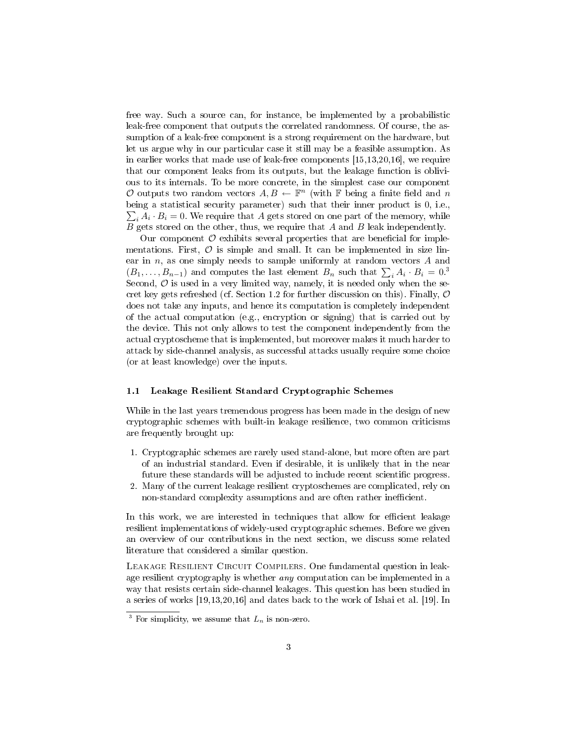free way. Such a source can, for instance, be implemented by a probabilistic leak-free component that outputs the correlated randomness. Of course, the assumption of a leak-free component is a strong requirement on the hardware, but let us argue why in our particular case it still may be a feasible assumption. As in earlier works that made use of leak-free components [15,13,20,16], we require that our component leaks from its outputs, but the leakage function is oblivious to its internals. To be more concrete, in the simplest case our component $\mathcal{O}$ outputs two random vectors $A, B \leftarrow \mathbb{F}^n$ (with $\mathbb{F}$ being a finite field and $n$ being a statistical security parameter) such that their inner product is 0, i.e., $\sum_i A_i \cdot B_i = 0$. We require that $A$ gets stored on one part of the memory, while $B$ gets stored on the other, thus, we require that $A$ and $B$ leak independently.

Our component $\mathcal{O}$ exhibits several properties that are beneficial for implementations. First, $\mathcal{O}$ is simple and small. It can be implemented in size linear in $n$, as one simply needs to sample uniformly at random vectors $A$ and $(B_1, \ldots, B_{n-1})$ and computes the last element $B_n$ such that $\sum_i A_i \cdot B_i = 0$.[3] Second, $\mathcal{O}$ is used in a very limited way, namely, it is needed only when the secret key gets refreshed (cf. Section 1.2 for further discussion on this). Finally, $\mathcal{O}$ does not take any inputs, and hence its computation is completely independent of the actual computation (e.g., encryption or signing) that is carried out by the device. This not only allows to test the component independently from the actual cryptoscheme that is implemented, but moreover makes it much harder to attack by side-channel analysis, as successful attacks usually require some choice (or at least knowledge) over the inputs.

### 1.1 Leakage Resilient Standard Cryptographic Schemes

While in the last years tremendous progress has been made in the design of new cryptographic schemes with built-in leakage resilience, two common criticisms are frequently brought up:

1. Cryptographic schemes are rarely used stand-alone, but more often are part of an industrial standard. Even if desirable, it is unlikely that in the near future these standards will be adjusted to include recent scientific progress.
2. Many of the current leakage resilient cryptoschemes are complicated, rely on non-standard complexity assumptions and are often rather inefficient.

In this work, we are interested in techniques that allow for efficient leakage resilient implementations of widely-used cryptographic schemes. Before we given an overview of our contributions in the next section, we discuss some related literature that considered a similar question.

Leakage Resilient Circuit Compilers. One fundamental question in leakage resilient cryptography is whether *any* computation can be implemented in a way that resists certain side-channel leakages. This question has been studied in a series of works [19,13,20,16] and dates back to the work of Ishai et al. [19]. In

[3] For simplicity, we assume that $L_n$ is non-zero.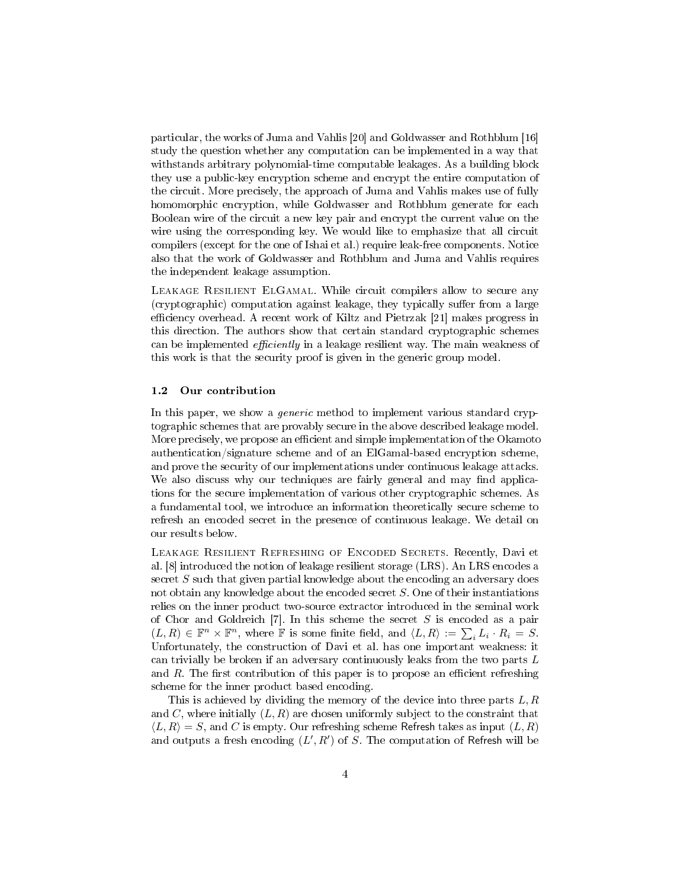particular, the works of Juma and Vahlis [20] and Goldwasser and Rothblum [16] study the question whether any computation can be implemented in a way that withstands arbitrary polynomial-time computable leakages. As a building block they use a public-key encryption scheme and encrypt the entire computation of the circuit. More precisely, the approach of Juma and Vahlis makes use of fully homomorphic encryption, while Goldwasser and Rothblum generate for each Boolean wire of the circuit a new key pair and encrypt the current value on the wire using the corresponding key. We would like to emphasize that all circuit compilers (except for the one of Ishai et al.) require leak-free components. Notice also that the work of Goldwasser and Rothblum and Juma and Vahlis requires the independent leakage assumption.

Leakage Resilient ElGamal. While circuit compilers allow to secure any (cryptographic) computation against leakage, they typically suffer from a large efficiency overhead. A recent work of Kiltz and Pietrzak [21] makes progress in this direction. The authors show that certain standard cryptographic schemes can be implemented *efficiently* in a leakage resilient way. The main weakness of this work is that the security proof is given in the generic group model.

### 1.2 Our contribution

In this paper, we show a *generic* method to implement various standard cryptographic schemes that are provably secure in the above described leakage model. More precisely, we propose an efficient and simple implementation of the Okamoto authentication/signature scheme and of an ElGamal-based encryption scheme, and prove the security of our implementations under continuous leakage attacks. We also discuss why our techniques are fairly general and may find applications for the secure implementation of various other cryptographic schemes. As a fundamental tool, we introduce an information theoretically secure scheme to refresh an encoded secret in the presence of continuous leakage. We detail on our results below.

Leakage Resilient Refreshing of Encoded Secrets. Recently, Davi et al. [8] introduced the notion of leakage resilient storage (LRS). An LRS encodes a secret $S$ such that given partial knowledge about the encoding an adversary does not obtain any knowledge about the encoded secret $S$. One of their instantiations relies on the inner product two-source extractor introduced in the seminal work of Chor and Goldreich [7]. In this scheme the secret $S$ is encoded as a pair $(L, R) \in \mathbb{F}^n \times \mathbb{F}^n$, where $\mathbb{F}$ is some finite field, and $\langle L, R \rangle := \sum_i L_i \cdot R_i = S$. Unfortunately, the construction of Davi et al. has one important weakness: it can trivially be broken if an adversary continuously leaks from the two parts $L$ and $R$. The first contribution of this paper is to propose an efficient refreshing scheme for the inner product based encoding.

This is achieved by dividing the memory of the device into three parts $L, R$ and $C$, where initially $(L, R)$ are chosen uniformly subject to the constraint that $\langle L, R \rangle = S$, and $C$ is empty. Our refreshing scheme Refresh takes as input $(L, R)$ and outputs a fresh encoding $(L', R')$ of $S$. The computation of Refresh will be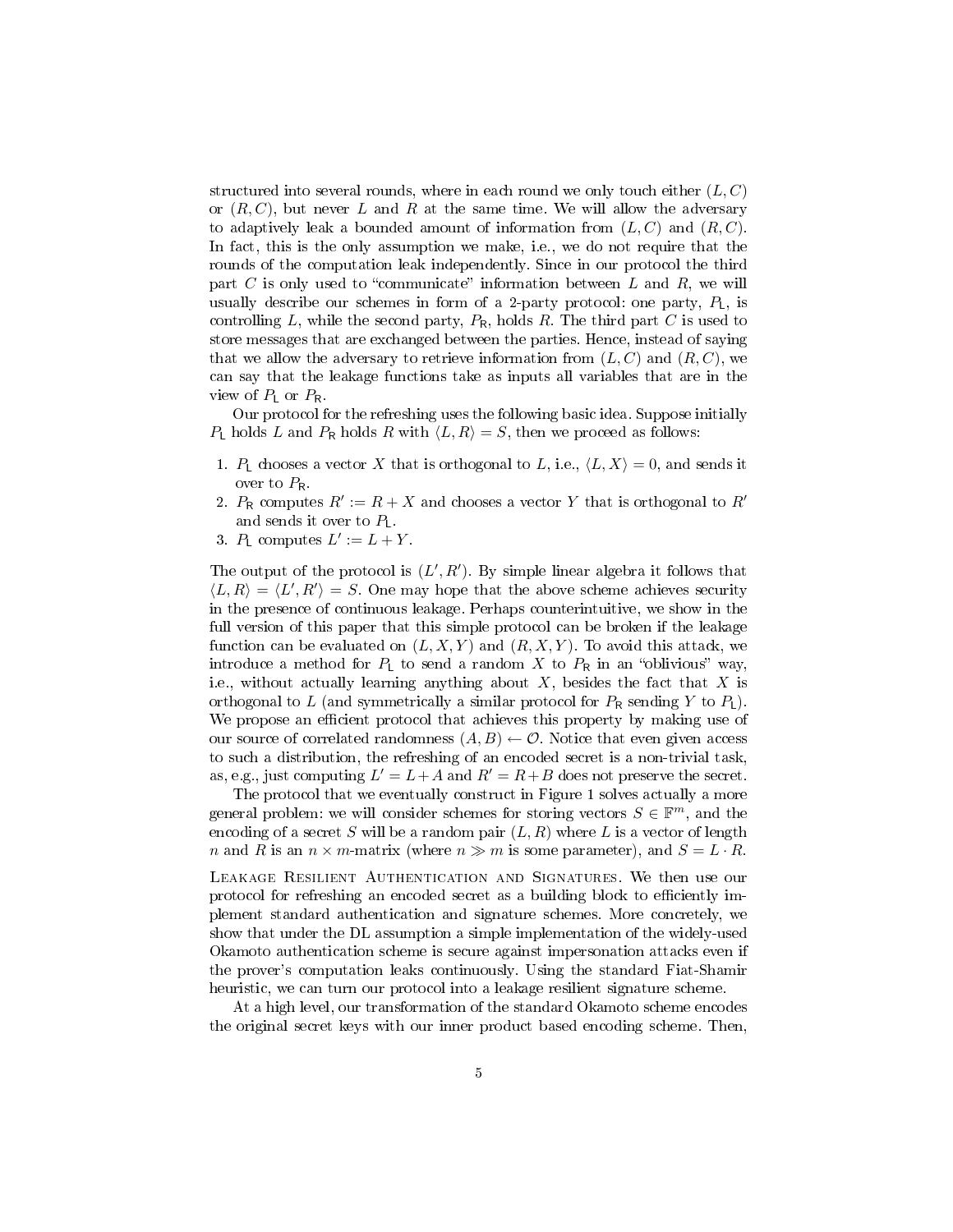structured into several rounds, where in each round we only touch either $(L, C)$ or $(R, C)$, but never $L$ and $R$ at the same time. We will allow the adversary to adaptively leak a bounded amount of information from $(L, C)$ and $(R, C)$. In fact, this is the only assumption we make, i.e., we do not require that the rounds of the computation leak independently. Since in our protocol the third part $C$ is only used to "communicate" information between $L$ and $R$, we will usually describe our schemes in form of a 2-party protocol: one party, $P_{\mathsf{L}}$, is controlling $L$, while the second party, $P_{\mathsf{R}}$, holds $R$. The third part $C$ is used to store messages that are exchanged between the parties. Hence, instead of saying that we allow the adversary to retrieve information from $(L, C)$ and $(R, C)$, we can say that the leakage functions take as inputs all variables that are in the view of $P_{\mathsf{L}}$ or $P_{\mathsf{R}}$.

Our protocol for the refreshing uses the following basic idea. Suppose initially $P_{\mathsf{L}}$ holds $L$ and $P_{\mathsf{R}}$ holds $R$ with $\langle L, R \rangle = S$, then we proceed as follows:

1. $P_{\mathsf{L}}$ chooses a vector $X$ that is orthogonal to $L$, i.e., $\langle L, X \rangle = 0$, and sends it over to $P_{\mathsf{R}}$.
2. $P_{\mathsf{R}}$ computes $R' := R + X$ and chooses a vector $Y$ that is orthogonal to $R'$ and sends it over to $P_{\mathsf{L}}$.
3. $P_{\mathsf{L}}$ computes $L' := L + Y$.

The output of the protocol is $(L', R')$. By simple linear algebra it follows that $\langle L, R \rangle = \langle L', R' \rangle = S$. One may hope that the above scheme achieves security in the presence of continuous leakage. Perhaps counterintuitive, we show in the full version of this paper that this simple protocol can be broken if the leakage function can be evaluated on $(L, X, Y)$ and $(R, X, Y)$. To avoid this attack, we introduce a method for $P_{\mathsf{L}}$ to send a random $X$ to $P_{\mathsf{R}}$ in an "oblivious" way, i.e., without actually learning anything about $X$, besides the fact that $X$ is orthogonal to $L$ (and symmetrically a similar protocol for $P_{\mathsf{R}}$ sending $Y$ to $P_{\mathsf{L}}$). We propose an efficient protocol that achieves this property by making use of our source of correlated randomness $(A, B) \leftarrow \mathcal{O}$. Notice that even given access to such a distribution, the refreshing of an encoded secret is a non-trivial task, as, e.g., just computing $L' = L + A$ and $R' = R + B$ does not preserve the secret.

The protocol that we eventually construct in Figure 1 solves actually a more general problem: we will consider schemes for storing vectors $S \in \mathbb{F}^m$, and the encoding of a secret $S$ will be a random pair $(L, R)$ where $L$ is a vector of length $n$ and $R$ is an $n \times m$-matrix (where $n \gg m$ is some parameter), and $S = L \cdot R$.

**Leakage Resilient Authentication and Signatures.** We then use our protocol for refreshing an encoded secret as a building block to efficiently implement standard authentication and signature schemes. More concretely, we show that under the DL assumption a simple implementation of the widely-used Okamoto authentication scheme is secure against impersonation attacks even if the prover's computation leaks continuously. Using the standard Fiat-Shamir heuristic, we can turn our protocol into a leakage resilient signature scheme.

At a high level, our transformation of the standard Okamoto scheme encodes the original secret keys with our inner product based encoding scheme. Then,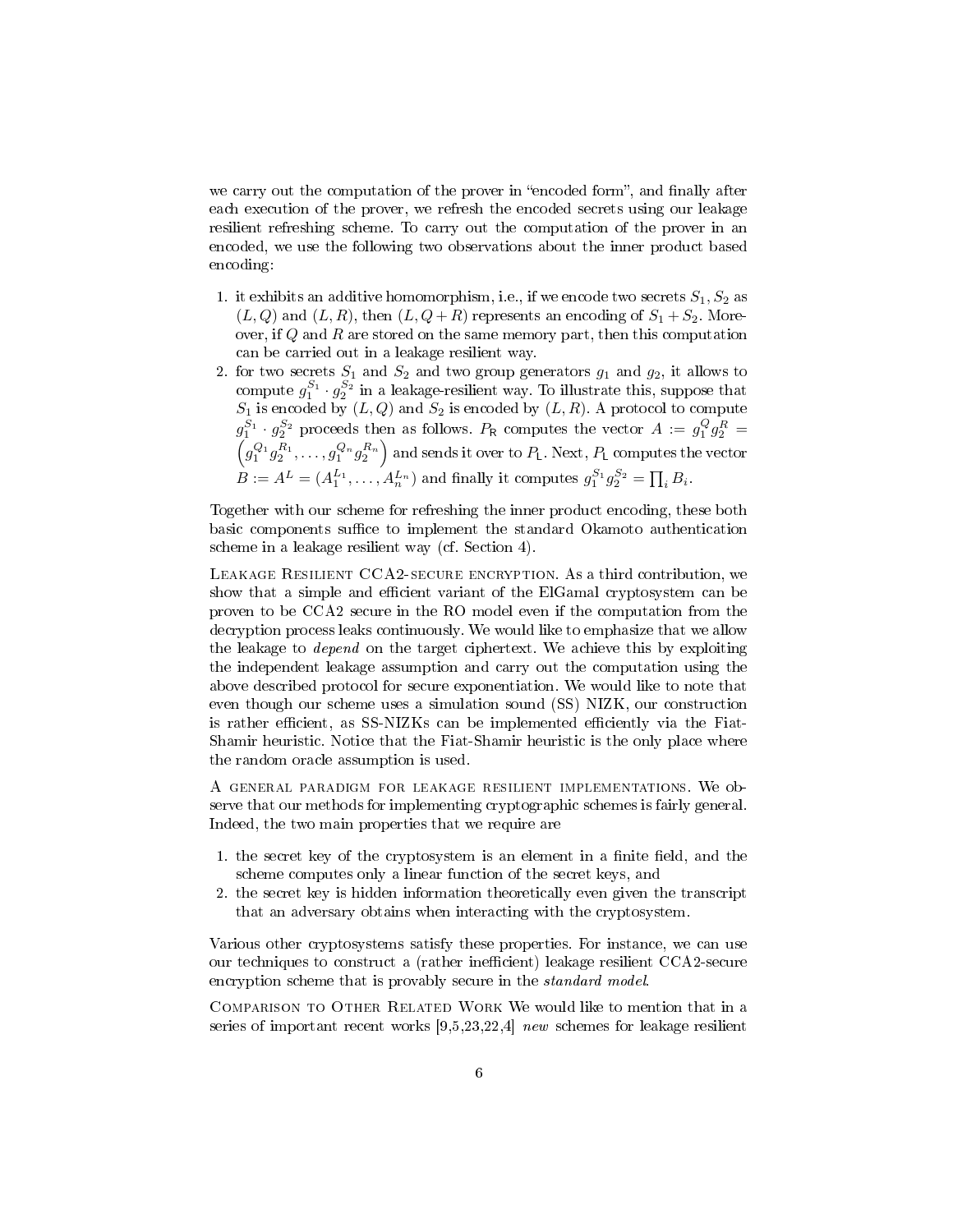we carry out the computation of the prover in "encoded form", and finally after each execution of the prover, we refresh the encoded secrets using our leakage resilient refreshing scheme. To carry out the computation of the prover in an encoded, we use the following two observations about the inner product based encoding:

1. it exhibits an additive homomorphism, i.e., if we encode two secrets $S_1, S_2$ as $(L, Q)$ and $(L, R)$, then $(L, Q + R)$ represents an encoding of $S_1 + S_2$. Moreover, if $Q$ and $R$ are stored on the same memory part, then this computation can be carried out in a leakage resilient way.
2. for two secrets $S_1$ and $S_2$ and two group generators $g_1$ and $g_2$, it allows to compute $g_1^{S_1} \cdot g_2^{S_2}$ in a leakage-resilient way. To illustrate this, suppose that $S_1$ is encoded by $(L, Q)$ and $S_2$ is encoded by $(L, R)$. A protocol to compute $g_1^{S_1} \cdot g_2^{S_2}$ proceeds then as follows. $P_{\mathsf{R}}$ computes the vector $A := g_1^Q g_2^R = \left(g_1^{Q_1} g_2^{R_1}, \ldots, g_1^{Q_n} g_2^{R_n}\right)$ and sends it over to $P_{\mathsf{L}}$. Next, $P_{\mathsf{L}}$ computes the vector $B := A^L = (A_1^{L_1}, \ldots, A_n^{L_n})$ and finally it computes $g_1^{S_1} g_2^{S_2} = \prod_i B_i$.

Together with our scheme for refreshing the inner product encoding, these both basic components suffice to implement the standard Okamoto authentication scheme in a leakage resilient way (cf. Section 4).

Leakage Resilient CCA2-secure encryption. As a third contribution, we show that a simple and efficient variant of the ElGamal cryptosystem can be proven to be CCA2 secure in the RO model even if the computation from the decryption process leaks continuously. We would like to emphasize that we allow the leakage to *depend* on the target ciphertext. We achieve this by exploiting the independent leakage assumption and carry out the computation using the above described protocol for secure exponentiation. We would like to note that even though our scheme uses a simulation sound (SS) NIZK, our construction is rather efficient, as SS-NIZKs can be implemented efficiently via the Fiat-Shamir heuristic. Notice that the Fiat-Shamir heuristic is the only place where the random oracle assumption is used.

A general paradigm for leakage resilient implementations. We observe that our methods for implementing cryptographic schemes is fairly general. Indeed, the two main properties that we require are

1. the secret key of the cryptosystem is an element in a finite field, and the scheme computes only a linear function of the secret keys, and
2. the secret key is hidden information theoretically even given the transcript that an adversary obtains when interacting with the cryptosystem.

Various other cryptosystems satisfy these properties. For instance, we can use our techniques to construct a (rather inefficient) leakage resilient CCA2-secure encryption scheme that is provably secure in the *standard model*.

Comparison to Other Related Work We would like to mention that in a series of important recent works [9,5,23,22,4] *new* schemes for leakage resilient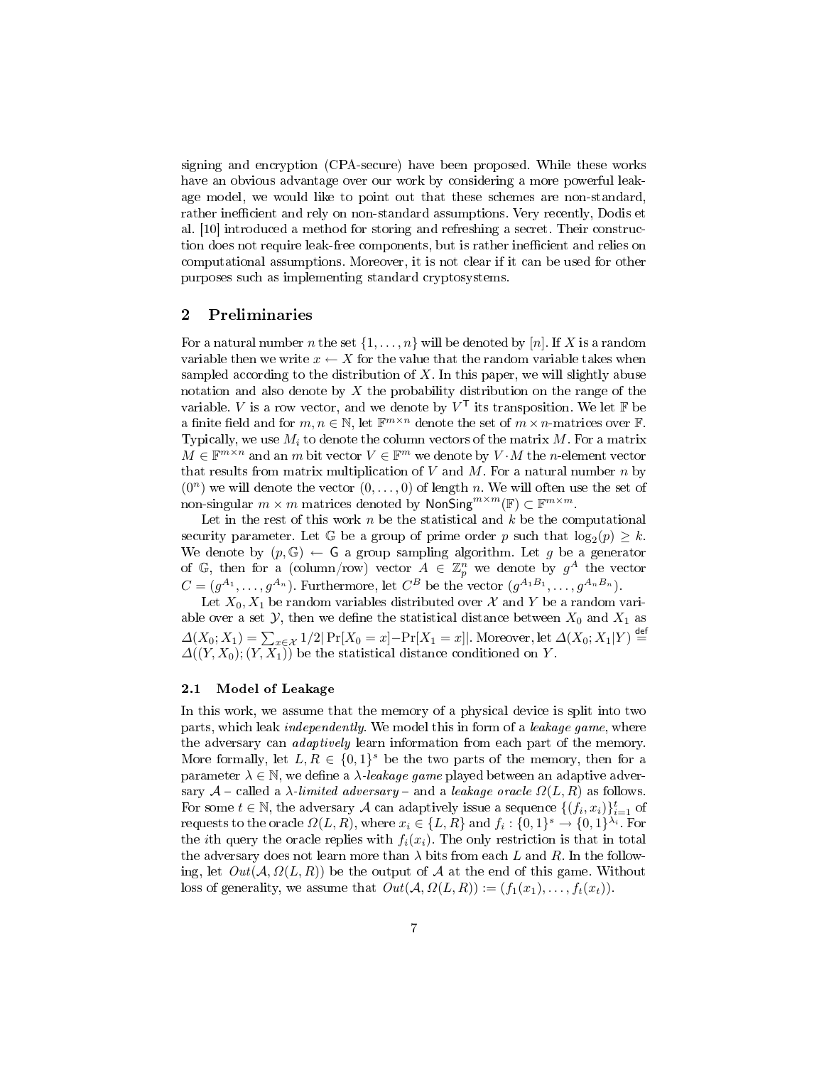signing and encryption (CPA-secure) have been proposed. While these works have an obvious advantage over our work by considering a more powerful leakage model, we would like to point out that these schemes are non-standard, rather inefficient and rely on non-standard assumptions. Very recently, Dodis et al. [10] introduced a method for storing and refreshing a secret. Their construction does not require leak-free components, but is rather inefficient and relies on computational assumptions. Moreover, it is not clear if it can be used for other purposes such as implementing standard cryptosystems.

## 2 Preliminaries

For a natural number $n$ the set $\{1, \ldots, n\}$ will be denoted by $[n]$. If $X$ is a random variable then we write $x \leftarrow X$ for the value that the random variable takes when sampled according to the distribution of $X$. In this paper, we will slightly abuse notation and also denote by $X$ the probability distribution on the range of the variable. $V$ is a row vector, and we denote by $V^{\mathsf{T}}$ its transposition. We let $\mathbb{F}$ be a finite field and for $m, n \in \mathbb{N}$, let $\mathbb{F}^{m \times n}$ denote the set of $m \times n$-matrices over $\mathbb{F}$. Typically, we use $M_i$ to denote the column vectors of the matrix $M$. For a matrix $M \in \mathbb{F}^{m \times n}$ and an $m$ bit vector $V \in \mathbb{F}^m$ we denote by $V \cdot M$ the $n$-element vector that results from matrix multiplication of $V$ and $M$. For a natural number $n$ by $(0^n)$ we will denote the vector $(0, \ldots, 0)$ of length $n$. We will often use the set of non-singular $m \times m$ matrices denoted by $\mathsf{NonSing}^{m \times m}(\mathbb{F}) \subset \mathbb{F}^{m \times m}$.

Let in the rest of this work $n$ be the statistical and $k$ be the computational security parameter. Let $\mathbb{G}$ be a group of prime order $p$ such that $\log_2(p) \geq k$. We denote by $(p, \mathbb{G}) \leftarrow \mathsf{G}$ a group sampling algorithm. Let $g$ be a generator of $\mathbb{G}$, then for a (column/row) vector $A \in \mathbb{Z}_p^n$ we denote by $g^A$ the vector $C = (g^{A_1}, \ldots, g^{A_n})$. Furthermore, let $C^B$ be the vector $(g^{A_1 B_1}, \ldots, g^{A_n B_n})$.

Let $X_0, X_1$ be random variables distributed over $\mathcal{X}$ and $Y$ be a random variable over a set $\mathcal{Y}$, then we define the statistical distance between $X_0$ and $X_1$ as $\Delta(X_0; X_1) = \sum_{x \in \mathcal{X}} 1/2 |\Pr[X_0 = x] - \Pr[X_1 = x]|$. Moreover, let $\Delta(X_0; X_1 | Y) \stackrel{\mathsf{def}}{=} \Delta((Y, X_0); (Y, X_1))$ be the statistical distance conditioned on $Y$.

### 2.1 Model of Leakage

In this work, we assume that the memory of a physical device is split into two parts, which leak *independently*. We model this in form of a *leakage game*, where the adversary can *adaptively* learn information from each part of the memory. More formally, let $L, R \in \{0,1\}^s$ be the two parts of the memory, then for a parameter $\lambda \in \mathbb{N}$, we define a $\lambda$-*leakage game* played between an adaptive adversary $\mathcal{A}$ – called a $\lambda$-*limited adversary* – and a *leakage oracle* $\Omega(L, R)$ as follows. For some $t \in \mathbb{N}$, the adversary $\mathcal{A}$ can adaptively issue a sequence $\{(f_i, x_i)\}_{i=1}^t$ of requests to the oracle $\Omega(L, R)$, where $x_i \in \{L, R\}$ and $f_i : \{0,1\}^s \to \{0,1\}^{\lambda_i}$. For the $i$th query the oracle replies with $f_i(x_i)$. The only restriction is that in total the adversary does not learn more than $\lambda$ bits from each $L$ and $R$. In the following, let $Out(\mathcal{A}, \Omega(L, R))$ be the output of $\mathcal{A}$ at the end of this game. Without loss of generality, we assume that $Out(\mathcal{A}, \Omega(L, R)) := (f_1(x_1), \ldots, f_t(x_t))$.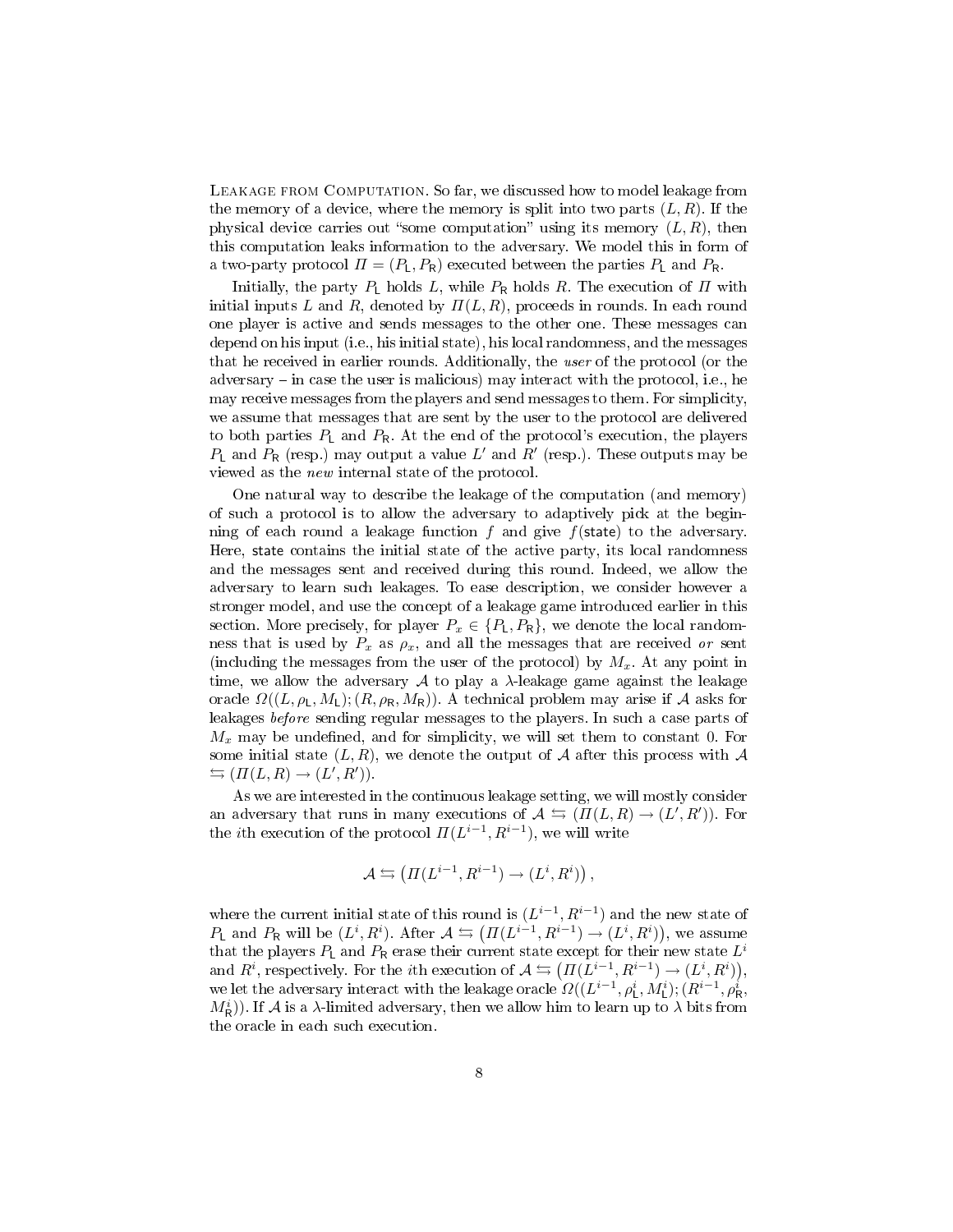**Leakage from Computation.** So far, we discussed how to model leakage from the memory of a device, where the memory is split into two parts $(L, R)$. If the physical device carries out "some computation" using its memory $(L, R)$, then this computation leaks information to the adversary. We model this in form of a two-party protocol $\Pi = (P_{\mathsf{L}}, P_{\mathsf{R}})$ executed between the parties $P_{\mathsf{L}}$ and $P_{\mathsf{R}}$.

Initially, the party $P_{\mathsf{L}}$ holds $L$, while $P_{\mathsf{R}}$ holds $R$. The execution of $\Pi$ with initial inputs $L$ and $R$, denoted by $\Pi(L, R)$, proceeds in rounds. In each round one player is active and sends messages to the other one. These messages can depend on his input (i.e., his initial state), his local randomness, and the messages that he received in earlier rounds. Additionally, the *user* of the protocol (or the adversary – in case the user is malicious) may interact with the protocol, i.e., he may receive messages from the players and send messages to them. For simplicity, we assume that messages that are sent by the user to the protocol are delivered to both parties $P_{\mathsf{L}}$ and $P_{\mathsf{R}}$. At the end of the protocol's execution, the players $P_{\mathsf{L}}$ and $P_{\mathsf{R}}$ (resp.) may output a value $L'$ and $R'$ (resp.). These outputs may be viewed as the *new* internal state of the protocol.

One natural way to describe the leakage of the computation (and memory) of such a protocol is to allow the adversary to adaptively pick at the beginning of each round a leakage function $f$ and give $f(\mathsf{state})$ to the adversary. Here, $\mathsf{state}$ contains the initial state of the active party, its local randomness and the messages sent and received during this round. Indeed, we allow the adversary to learn such leakages. To ease description, we consider however a stronger model, and use the concept of a leakage game introduced earlier in this section. More precisely, for player $P_x \in \{P_{\mathsf{L}}, P_{\mathsf{R}}\}$, we denote the local randomness that is used by $P_x$ as $\rho_x$, and all the messages that are received *or* sent (including the messages from the user of the protocol) by $M_x$. At any point in time, we allow the adversary $\mathcal{A}$ to play a $\lambda$-leakage game against the leakage oracle $\Omega((L, \rho_{\mathsf{L}}, M_{\mathsf{L}}); (R, \rho_{\mathsf{R}}, M_{\mathsf{R}}))$. A technical problem may arise if $\mathcal{A}$ asks for leakages *before* sending regular messages to the players. In such a case parts of $M_x$ may be undefined, and for simplicity, we will set them to constant 0. For some initial state $(L, R)$, we denote the output of $\mathcal{A}$ after this process with $\mathcal{A} \leftrightarrows (\Pi(L, R) \rightarrow (L', R'))$.

As we are interested in the continuous leakage setting, we will mostly consider an adversary that runs in many executions of $\mathcal{A} \leftrightarrows (\Pi(L, R) \rightarrow (L', R'))$. For the $i$th execution of the protocol $\Pi(L^{i-1}, R^{i-1})$, we will write

$$\mathcal{A} \leftrightarrows \left(\Pi(L^{i-1}, R^{i-1}) \rightarrow (L^i, R^i)\right),$$

where the current initial state of this round is $(L^{i-1}, R^{i-1})$ and the new state of $P_{\mathsf{L}}$ and $P_{\mathsf{R}}$ will be $(L^i, R^i)$. After $\mathcal{A} \leftrightarrows \left(\Pi(L^{i-1}, R^{i-1}) \rightarrow (L^i, R^i)\right)$, we assume that the players $P_{\mathsf{L}}$ and $P_{\mathsf{R}}$ erase their current state except for their new state $L^i$ and $R^i$, respectively. For the $i$th execution of $\mathcal{A} \leftrightarrows \left(\Pi(L^{i-1}, R^{i-1}) \rightarrow (L^i, R^i)\right)$, we let the adversary interact with the leakage oracle $\Omega((L^{i-1}, \rho^i_{\mathsf{L}}, M^i_{\mathsf{L}}); (R^{i-1}, \rho^i_{\mathsf{R}}, M^i_{\mathsf{R}}))$. If $\mathcal{A}$ is a $\lambda$-limited adversary, then we allow him to learn up to $\lambda$ bits from the oracle in each such execution.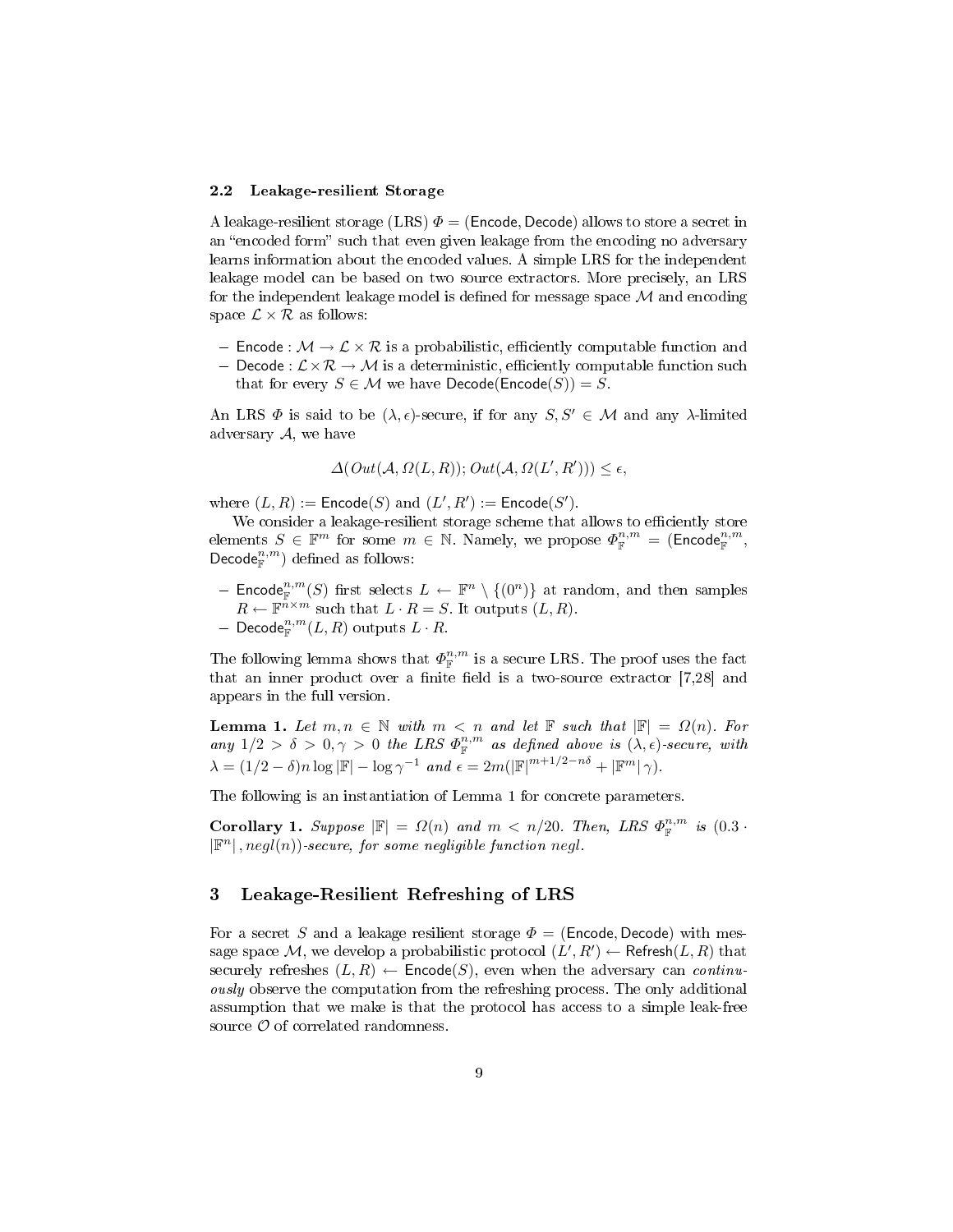### 2.2 Leakage-resilient Storage

A leakage-resilient storage (LRS) $\Phi = (\mathsf{Encode}, \mathsf{Decode})$ allows to store a secret in an "encoded form" such that even given leakage from the encoding no adversary learns information about the encoded values. A simple LRS for the independent leakage model can be based on two source extractors. More precisely, an LRS for the independent leakage model is defined for message space $\mathcal{M}$ and encoding space $\mathcal{L} \times \mathcal{R}$ as follows:

- $\mathsf{Encode} : \mathcal{M} \to \mathcal{L} \times \mathcal{R}$ is a probabilistic, efficiently computable function and
- $\mathsf{Decode} : \mathcal{L} \times \mathcal{R} \to \mathcal{M}$ is a deterministic, efficiently computable function such that for every $S \in \mathcal{M}$ we have $\mathsf{Decode}(\mathsf{Encode}(S)) = S$.

An LRS $\Phi$ is said to be $(\lambda, \epsilon)$-secure, if for any $S, S' \in \mathcal{M}$ and any $\lambda$-limited adversary $\mathcal{A}$, we have

$$\Delta(Out(\mathcal{A}, \Omega(L, R)); Out(\mathcal{A}, \Omega(L', R'))) \leq \epsilon,$$

where $(L, R) := \mathsf{Encode}(S)$ and $(L', R') := \mathsf{Encode}(S')$.

We consider a leakage-resilient storage scheme that allows to efficiently store elements $S \in \mathbb{F}^m$ for some $m \in \mathbb{N}$. Namely, we propose $\Phi_{\mathbb{F}}^{n,m} = (\mathsf{Encode}_{\mathbb{F}}^{n,m}, \mathsf{Decode}_{\mathbb{F}}^{n,m})$ defined as follows:

- $\mathsf{Encode}_{\mathbb{F}}^{n,m}(S)$ first selects $L \leftarrow \mathbb{F}^n \setminus \{(0^n)\}$ at random, and then samples $R \leftarrow \mathbb{F}^{n \times m}$ such that $L \cdot R = S$. It outputs $(L, R)$.
- $\mathsf{Decode}_{\mathbb{F}}^{n,m}(L, R)$ outputs $L \cdot R$.

The following lemma shows that $\Phi_{\mathbb{F}}^{n,m}$ is a secure LRS. The proof uses the fact that an inner product over a finite field is a two-source extractor [7,28] and appears in the full version.

**Lemma 1.** *Let $m, n \in \mathbb{N}$ with $m < n$ and let $\mathbb{F}$ such that $|\mathbb{F}| = \Omega(n)$. For any $1/2 > \delta > 0, \gamma > 0$ the LRS $\Phi_{\mathbb{F}}^{n,m}$ as defined above is $(\lambda, \epsilon)$-secure, with $\lambda = (1/2 - \delta)n \log |\mathbb{F}| - \log \gamma^{-1}$ and $\epsilon = 2m(|\mathbb{F}|^{m+1/2-n\delta} + |\mathbb{F}^m| \gamma)$.*

The following is an instantiation of Lemma 1 for concrete parameters.

**Corollary 1.** *Suppose $|\mathbb{F}| = \Omega(n)$ and $m < n/20$. Then, LRS $\Phi_{\mathbb{F}}^{n,m}$ is $(0.3 \cdot |\mathbb{F}^n|, negl(n))$-secure, for some negligible function $negl$.*

## 3 Leakage-Resilient Refreshing of LRS

For a secret $S$ and a leakage resilient storage $\Phi = (\mathsf{Encode}, \mathsf{Decode})$ with message space $\mathcal{M}$, we develop a probabilistic protocol $(L', R') \leftarrow \mathsf{Refresh}(L, R)$ that securely refreshes $(L, R) \leftarrow \mathsf{Encode}(S)$, even when the adversary can *continuously* observe the computation from the refreshing process. The only additional assumption that we make is that the protocol has access to a simple leak-free source $\mathcal{O}$ of correlated randomness.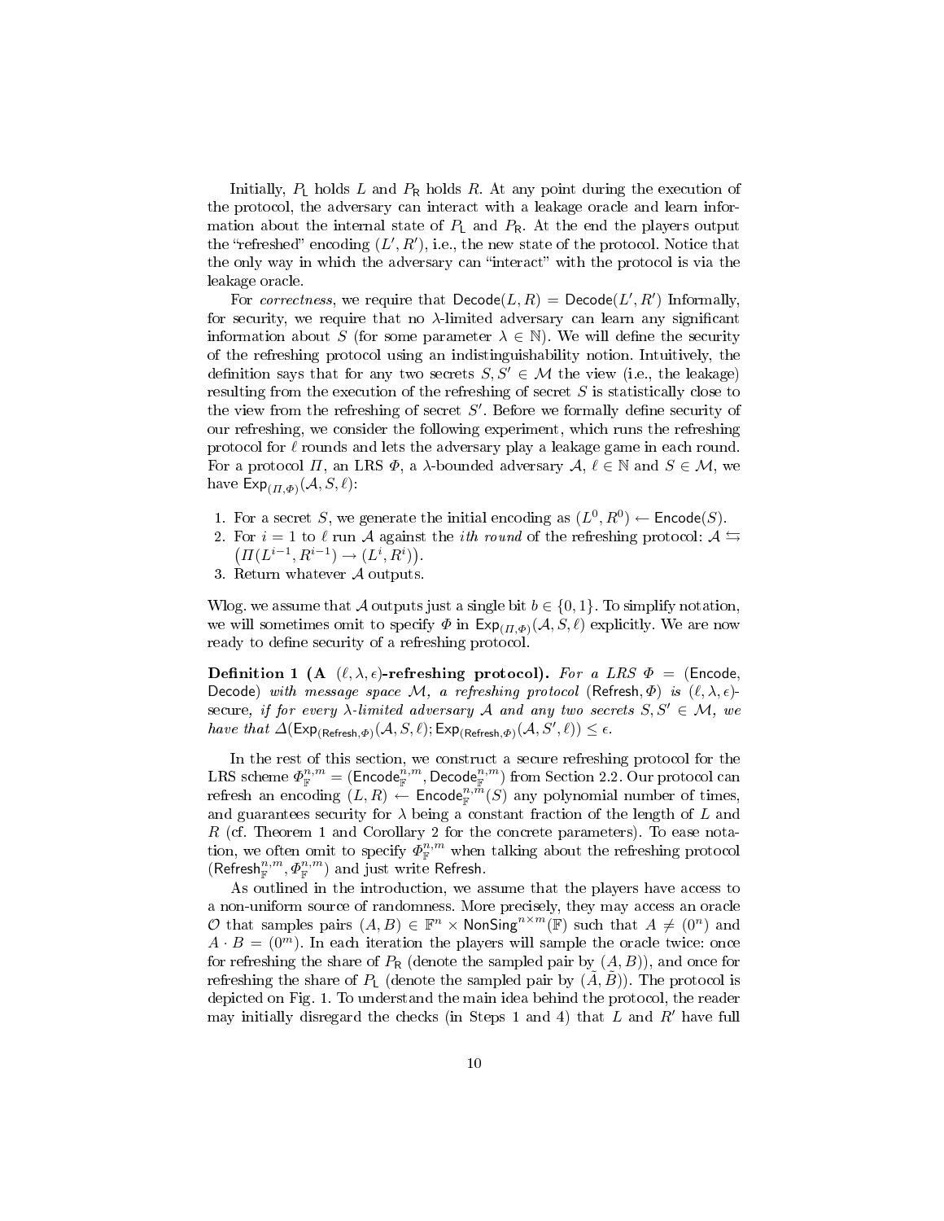Initially, $P_\mathsf{L}$ holds $L$ and $P_\mathsf{R}$ holds $R$. At any point during the execution of the protocol, the adversary can interact with a leakage oracle and learn information about the internal state of $P_\mathsf{L}$ and $P_\mathsf{R}$. At the end the players output the "refreshed" encoding $(L', R')$, i.e., the new state of the protocol. Notice that the only way in which the adversary can "interact" with the protocol is via the leakage oracle.

For *correctness*, we require that $\mathsf{Decode}(L, R) = \mathsf{Decode}(L', R')$ Informally, for security, we require that no $\lambda$-limited adversary can learn any significant information about $S$ (for some parameter $\lambda \in \mathbb{N}$). We will define the security of the refreshing protocol using an indistinguishability notion. Intuitively, the definition says that for any two secrets $S, S' \in \mathcal{M}$ the view (i.e., the leakage) resulting from the execution of the refreshing of secret $S$ is statistically close to the view from the refreshing of secret $S'$. Before we formally define security of our refreshing, we consider the following experiment, which runs the refreshing protocol for $\ell$ rounds and lets the adversary play a leakage game in each round. For a protocol $\Pi$, an LRS $\Phi$, a $\lambda$-bounded adversary $\mathcal{A}$, $\ell \in \mathbb{N}$ and $S \in \mathcal{M}$, we have $\mathsf{Exp}_{(\Pi,\Phi)}(\mathcal{A}, S, \ell)$:

1. For a secret $S$, we generate the initial encoding as $(L^0, R^0) \leftarrow \mathsf{Encode}(S)$.
2. For $i = 1$ to $\ell$ run $\mathcal{A}$ against the *ith round* of the refreshing protocol: $\mathcal{A} \leftrightarrows \left(\Pi(L^{i-1}, R^{i-1}) \rightarrow (L^i, R^i)\right)$.
3. Return whatever $\mathcal{A}$ outputs.

Wlog. we assume that $\mathcal{A}$ outputs just a single bit $b \in \{0,1\}$. To simplify notation, we will sometimes omit to specify $\Phi$ in $\mathsf{Exp}_{(\Pi,\Phi)}(\mathcal{A}, S, \ell)$ explicitly. We are now ready to define security of a refreshing protocol.

**Definition 1 (A $(\ell, \lambda, \epsilon)$-refreshing protocol).** *For a LRS $\Phi = (\mathsf{Encode}, \mathsf{Decode})$ with message space $\mathcal{M}$, a refreshing protocol $(\mathsf{Refresh}, \Phi)$ is $(\ell, \lambda, \epsilon)$-secure, if for every $\lambda$-limited adversary $\mathcal{A}$ and any two secrets $S, S' \in \mathcal{M}$, we have that $\Delta(\mathsf{Exp}_{(\mathsf{Refresh},\Phi)}(\mathcal{A}, S, \ell); \mathsf{Exp}_{(\mathsf{Refresh},\Phi)}(\mathcal{A}, S', \ell)) \leq \epsilon$.*

In the rest of this section, we construct a secure refreshing protocol for the LRS scheme $\Phi_{\mathbb{F}}^{n,m} = (\mathsf{Encode}_{\mathbb{F}}^{n,m}, \mathsf{Decode}_{\mathbb{F}}^{n,m})$ from Section 2.2. Our protocol can refresh an encoding $(L, R) \leftarrow \mathsf{Encode}_{\mathbb{F}}^{n,m}(S)$ any polynomial number of times, and guarantees security for $\lambda$ being a constant fraction of the length of $L$ and $R$ (cf. Theorem 1 and Corollary 2 for the concrete parameters). To ease notation, we often omit to specify $\Phi_{\mathbb{F}}^{n,m}$ when talking about the refreshing protocol $(\mathsf{Refresh}_{\mathbb{F}}^{n,m}, \Phi_{\mathbb{F}}^{n,m})$ and just write $\mathsf{Refresh}$.

As outlined in the introduction, we assume that the players have access to a non-uniform source of randomness. More precisely, they may access an oracle $\mathcal{O}$ that samples pairs $(A, B) \in \mathbb{F}^n \times \mathsf{NonSing}^{n \times m}(\mathbb{F})$ such that $A \neq (0^n)$ and $A \cdot B = (0^m)$. In each iteration the players will sample the oracle twice: once for refreshing the share of $P_\mathsf{R}$ (denote the sampled pair by $(A, B)$), and once for refreshing the share of $P_\mathsf{L}$ (denote the sampled pair by $(\tilde{A}, \tilde{B})$). The protocol is depicted on Fig. 1. To understand the main idea behind the protocol, the reader may initially disregard the checks (in Steps 1 and 4) that $L$ and $R'$ have full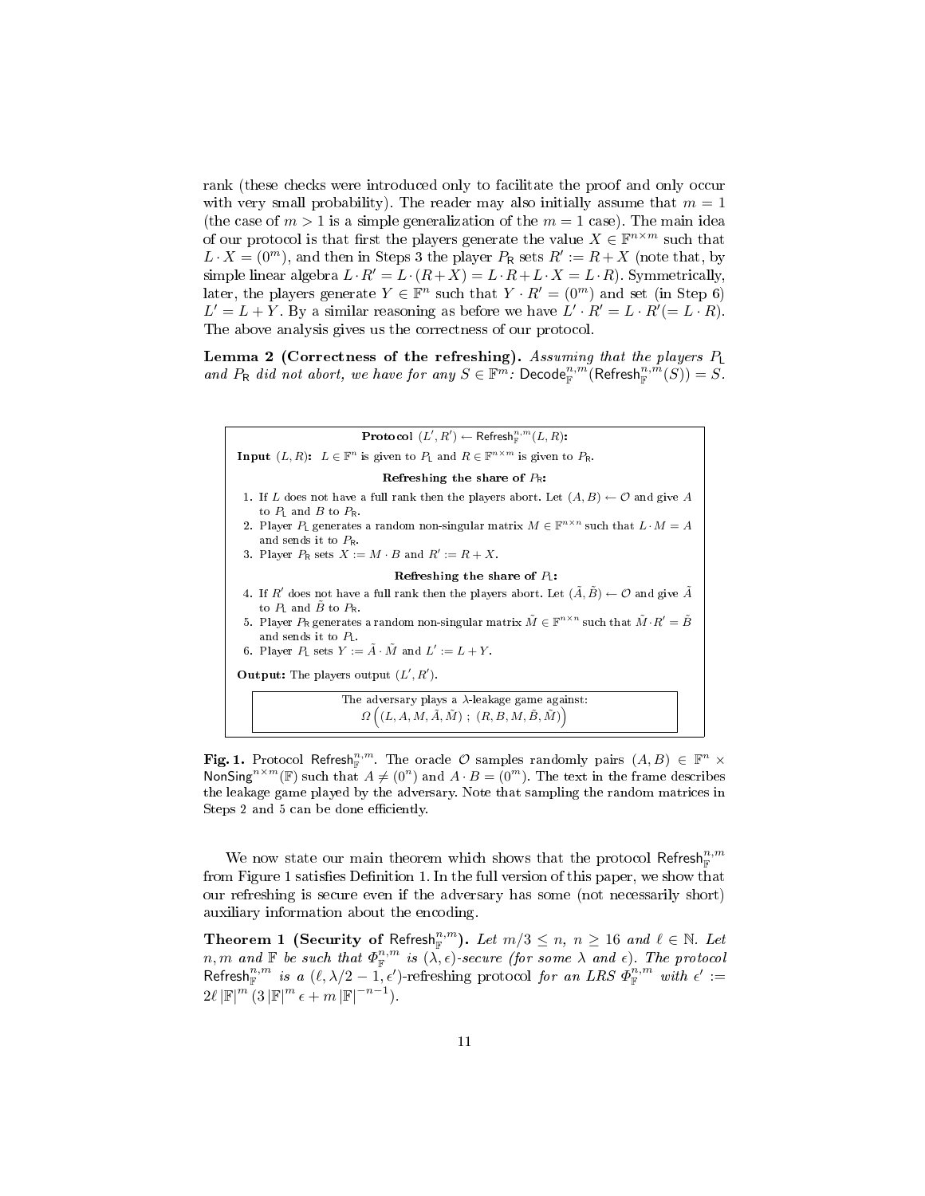rank (these checks were introduced only to facilitate the proof and only occur with very small probability). The reader may also initially assume that $m = 1$ (the case of $m > 1$ is a simple generalization of the $m = 1$ case). The main idea of our protocol is that first the players generate the value $X \in \mathbb{F}^{n \times m}$ such that $L \cdot X = (0^m)$, and then in Steps 3 the player $P_{\mathsf{R}}$ sets $R' := R + X$ (note that, by simple linear algebra $L \cdot R' = L \cdot (R + X) = L \cdot R + L \cdot X = L \cdot R$). Symmetrically, later, the players generate $Y \in \mathbb{F}^n$ such that $Y \cdot R' = (0^m)$ and set (in Step 6) $L' = L + Y$. By a similar reasoning as before we have $L' \cdot R' = L \cdot R' (= L \cdot R)$. The above analysis gives us the correctness of our protocol.

**Lemma 2 (Correctness of the refreshing).** *Assuming that the players $P_{\mathsf{L}}$ and $P_{\mathsf{R}}$ did not abort, we have for any $S \in \mathbb{F}^m$: $\mathsf{Decode}_{\mathbb{F}}^{n,m}(\mathsf{Refresh}_{\mathbb{F}}^{n,m}(S)) = S$.*

---

**Protocol** $(L', R') \leftarrow \mathsf{Refresh}_{\mathbb{F}}^{n,m}(L, R)$**:**

**Input** $(L, R)$**:** $L \in \mathbb{F}^n$ is given to $P_{\mathsf{L}}$ and $R \in \mathbb{F}^{n \times m}$ is given to $P_{\mathsf{R}}$.

**Refreshing the share of** $P_{\mathsf{R}}$**:**

1. If $L$ does not have a full rank then the players abort. Let $(A, B) \leftarrow \mathcal{O}$ and give $A$ to $P_{\mathsf{L}}$ and $B$ to $P_{\mathsf{R}}$.
2. Player $P_{\mathsf{L}}$ generates a random non-singular matrix $M \in \mathbb{F}^{n \times n}$ such that $L \cdot M = A$ and sends it to $P_{\mathsf{R}}$.
3. Player $P_{\mathsf{R}}$ sets $X := M \cdot B$ and $R' := R + X$.

**Refreshing the share of** $P_{\mathsf{L}}$**:**

4. If $R'$ does not have a full rank then the players abort. Let $(\tilde{A}, \tilde{B}) \leftarrow \mathcal{O}$ and give $\tilde{A}$ to $P_{\mathsf{L}}$ and $\tilde{B}$ to $P_{\mathsf{R}}$.
5. Player $P_{\mathsf{R}}$ generates a random non-singular matrix $\tilde{M} \in \mathbb{F}^{n \times n}$ such that $\tilde{M} \cdot R' = \tilde{B}$ and sends it to $P_{\mathsf{L}}$.
6. Player $P_{\mathsf{L}}$ sets $Y := \tilde{A} \cdot \tilde{M}$ and $L' := L + Y$.

**Output:** The players output $(L', R')$.

The adversary plays a $\lambda$-leakage game against:
$$\Omega\left((L, A, M, \tilde{A}, \tilde{M})\ ;\ (R, B, M, \tilde{B}, \tilde{M})\right)$$

---

**Fig. 1.** Protocol $\mathsf{Refresh}_{\mathbb{F}}^{n,m}$. The oracle $\mathcal{O}$ samples randomly pairs $(A, B) \in \mathbb{F}^n \times \mathsf{NonSing}^{n \times m}(\mathbb{F})$ such that $A \neq (0^n)$ and $A \cdot B = (0^m)$. The text in the frame describes the leakage game played by the adversary. Note that sampling the random matrices in Steps 2 and 5 can be done efficiently.

We now state our main theorem which shows that the protocol $\mathsf{Refresh}_{\mathbb{F}}^{n,m}$ from Figure 1 satisfies Definition 1. In the full version of this paper, we show that our refreshing is secure even if the adversary has some (not necessarily short) auxiliary information about the encoding.

**Theorem 1 (Security of** $\mathsf{Refresh}_{\mathbb{F}}^{n,m}$**).** *Let $m/3 \leq n$, $n \geq 16$ and $\ell \in \mathbb{N}$. Let $n, m$ and $\mathbb{F}$ be such that $\Phi_{\mathbb{F}}^{n,m}$ is $(\lambda, \epsilon)$-secure (for some $\lambda$ and $\epsilon$). The protocol $\mathsf{Refresh}_{\mathbb{F}}^{n,m}$ is a $(\ell, \lambda/2 - 1, \epsilon')$-refreshing protocol for an LRS $\Phi_{\mathbb{F}}^{n,m}$ with $\epsilon' := 2\ell\, |\mathbb{F}|^m \left(3\, |\mathbb{F}|^m \epsilon + m\, |\mathbb{F}|^{-n-1}\right)$.*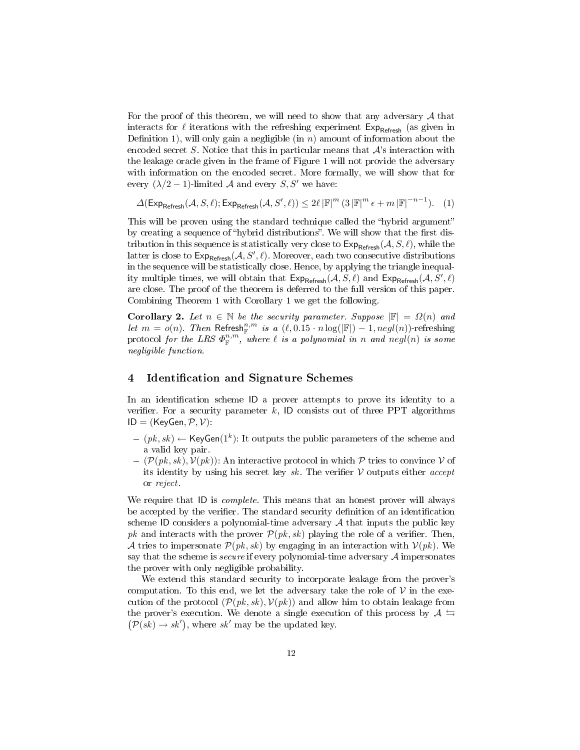For the proof of this theorem, we will need to show that any adversary $\mathcal{A}$ that interacts for $\ell$ iterations with the refreshing experiment $\mathsf{Exp}_{\mathsf{Refresh}}$ (as given in Definition 1), will only gain a negligible (in $n$) amount of information about the encoded secret $S$. Notice that this in particular means that $\mathcal{A}$'s interaction with the leakage oracle given in the frame of Figure 1 will not provide the adversary with information on the encoded secret. More formally, we will show that for every $(\lambda/2-1)$-limited $\mathcal{A}$ and every $S, S'$ we have:

$$\Delta(\mathsf{Exp}_{\mathsf{Refresh}}(\mathcal{A}, S, \ell); \mathsf{Exp}_{\mathsf{Refresh}}(\mathcal{A}, S', \ell)) \leq 2\ell \, |\mathbb{F}|^m \, (3 \, |\mathbb{F}|^m \, \epsilon + m \, |\mathbb{F}|^{-n-1}). \quad (1)$$

This will be proven using the standard technique called the "hybrid argument" by creating a sequence of "hybrid distributions". We will show that the first distribution in this sequence is statistically very close to $\mathsf{Exp}_{\mathsf{Refresh}}(\mathcal{A}, S, \ell)$, while the latter is close to $\mathsf{Exp}_{\mathsf{Refresh}}(\mathcal{A}, S', \ell)$. Moreover, each two consecutive distributions in the sequence will be statistically close. Hence, by applying the triangle inequality multiple times, we will obtain that $\mathsf{Exp}_{\mathsf{Refresh}}(\mathcal{A}, S, \ell)$ and $\mathsf{Exp}_{\mathsf{Refresh}}(\mathcal{A}, S', \ell)$ are close. The proof of the theorem is deferred to the full version of this paper. Combining Theorem 1 with Corollary 1 we get the following.

**Corollary 2.** *Let $n \in \mathbb{N}$ be the security parameter. Suppose $|\mathbb{F}| = \Omega(n)$ and let $m = o(n)$. Then $\mathsf{Refresh}_{\mathbb{F}}^{n,m}$ is a $(\ell, 0.15 \cdot n \log(|\mathbb{F}|) - 1, negl(n))$-refreshing* protocol *for the LRS $\Phi_{\mathbb{F}}^{n,m}$, where $\ell$ is a polynomial in $n$ and $negl(n)$ is some negligible function.*

## 4 Identification and Signature Schemes

In an identification scheme $\mathsf{ID}$ a prover attempts to prove its identity to a verifier. For a security parameter $k$, $\mathsf{ID}$ consists out of three PPT algorithms $\mathsf{ID} = (\mathsf{KeyGen}, \mathcal{P}, \mathcal{V})$:

- $(pk, sk) \leftarrow \mathsf{KeyGen}(1^k)$: It outputs the public parameters of the scheme and a valid key pair.
- $(\mathcal{P}(pk, sk), \mathcal{V}(pk))$: An interactive protocol in which $\mathcal{P}$ tries to convince $\mathcal{V}$ of its identity by using his secret key $sk$. The verifier $\mathcal{V}$ outputs either *accept* or *reject*.

We require that $\mathsf{ID}$ is *complete*. This means that an honest prover will always be accepted by the verifier. The standard security definition of an identification scheme $\mathsf{ID}$ considers a polynomial-time adversary $\mathcal{A}$ that inputs the public key $pk$ and interacts with the prover $\mathcal{P}(pk, sk)$ playing the role of a verifier. Then, $\mathcal{A}$ tries to impersonate $\mathcal{P}(pk, sk)$ by engaging in an interaction with $\mathcal{V}(pk)$. We say that the scheme is *secure* if every polynomial-time adversary $\mathcal{A}$ impersonates the prover with only negligible probability.

We extend this standard security to incorporate leakage from the prover's computation. To this end, we let the adversary take the role of $\mathcal{V}$ in the execution of the protocol $(\mathcal{P}(pk, sk), \mathcal{V}(pk))$ and allow him to obtain leakage from the prover's execution. We denote a single execution of this process by $\mathcal{A} \leftrightarrows \big(\mathcal{P}(sk) \rightarrow sk'\big)$, where $sk'$ may be the updated key.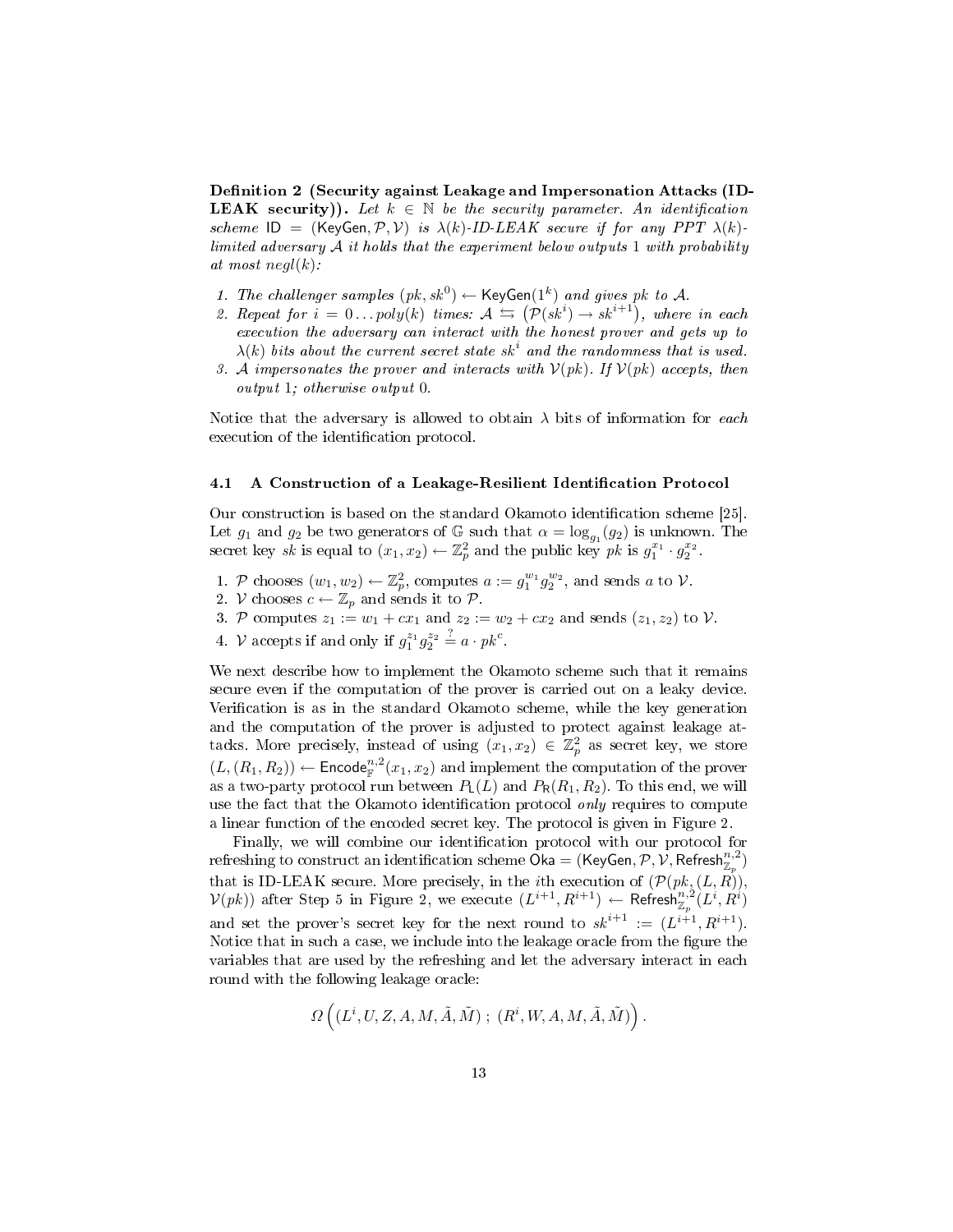**Definition 2 (Security against Leakage and Impersonation Attacks (ID-LEAK security)).** *Let $k \in \mathbb{N}$ be the security parameter. An identification scheme $\mathsf{ID} = (\mathsf{KeyGen}, \mathcal{P}, \mathcal{V})$ is $\lambda(k)$-ID-LEAK secure if for any PPT $\lambda(k)$-limited adversary $\mathcal{A}$ it holds that the experiment below outputs 1 with probability at most $negl(k)$:*

1. *The challenger samples $(pk, sk^0) \leftarrow \mathsf{KeyGen}(1^k)$ and gives $pk$ to $\mathcal{A}$.*
2. *Repeat for $i = 0 \ldots poly(k)$ times: $\mathcal{A} \leftrightarrows \left(\mathcal{P}(sk^i) \rightarrow sk^{i+1}\right)$, where in each execution the adversary can interact with the honest prover and gets up to $\lambda(k)$ bits about the current secret state $sk^i$ and the randomness that is used.*
3. *$\mathcal{A}$ impersonates the prover and interacts with $\mathcal{V}(pk)$. If $\mathcal{V}(pk)$ accepts, then output 1; otherwise output 0.*

Notice that the adversary is allowed to obtain $\lambda$ bits of information for *each* execution of the identification protocol.

### 4.1 A Construction of a Leakage-Resilient Identification Protocol

Our construction is based on the standard Okamoto identification scheme [25]. Let $g_1$ and $g_2$ be two generators of $\mathbb{G}$ such that $\alpha = \log_{g_1}(g_2)$ is unknown. The secret key $sk$ is equal to $(x_1, x_2) \leftarrow \mathbb{Z}_p^2$ and the public key $pk$ is $g_1^{x_1} \cdot g_2^{x_2}$.

1. $\mathcal{P}$ chooses $(w_1, w_2) \leftarrow \mathbb{Z}_p^2$, computes $a := g_1^{w_1} g_2^{w_2}$, and sends $a$ to $\mathcal{V}$.
2. $\mathcal{V}$ chooses $c \leftarrow \mathbb{Z}_p$ and sends it to $\mathcal{P}$.
3. $\mathcal{P}$ computes $z_1 := w_1 + cx_1$ and $z_2 := w_2 + cx_2$ and sends $(z_1, z_2)$ to $\mathcal{V}$.
4. $\mathcal{V}$ accepts if and only if $g_1^{z_1} g_2^{z_2} \stackrel{?}{=} a \cdot pk^c$.

We next describe how to implement the Okamoto scheme such that it remains secure even if the computation of the prover is carried out on a leaky device. Verification is as in the standard Okamoto scheme, while the key generation and the computation of the prover is adjusted to protect against leakage attacks. More precisely, instead of using $(x_1, x_2) \in \mathbb{Z}_p^2$ as secret key, we store $(L, (R_1, R_2)) \leftarrow \mathsf{Encode}_{\mathbb{F}}^{n,2}(x_1, x_2)$ and implement the computation of the prover as a two-party protocol run between $P_{\mathsf{L}}(L)$ and $P_{\mathsf{R}}(R_1, R_2)$. To this end, we will use the fact that the Okamoto identification protocol *only* requires to compute a linear function of the encoded secret key. The protocol is given in Figure 2.

Finally, we will combine our identification protocol with our protocol for refreshing to construct an identification scheme $\mathsf{Oka} = (\mathsf{KeyGen}, \mathcal{P}, \mathcal{V}, \mathsf{Refresh}_{\mathbb{Z}_p}^{n,2})$ that is ID-LEAK secure. More precisely, in the $i$th execution of $(\mathcal{P}(pk, (L, R)), \mathcal{V}(pk))$ after Step 5 in Figure 2, we execute $(L^{i+1}, R^{i+1}) \leftarrow \mathsf{Refresh}_{\mathbb{Z}_p}^{n,2}(L^i, R^i)$ and set the prover's secret key for the next round to $sk^{i+1} := (L^{i+1}, R^{i+1})$. Notice that in such a case, we include into the leakage oracle from the figure the variables that are used by the refreshing and let the adversary interact in each round with the following leakage oracle:

$$\Omega\left((L^i, U, Z, A, M, \tilde{A}, \tilde{M})\ ;\ (R^i, W, A, M, \tilde{A}, \tilde{M})\right).$$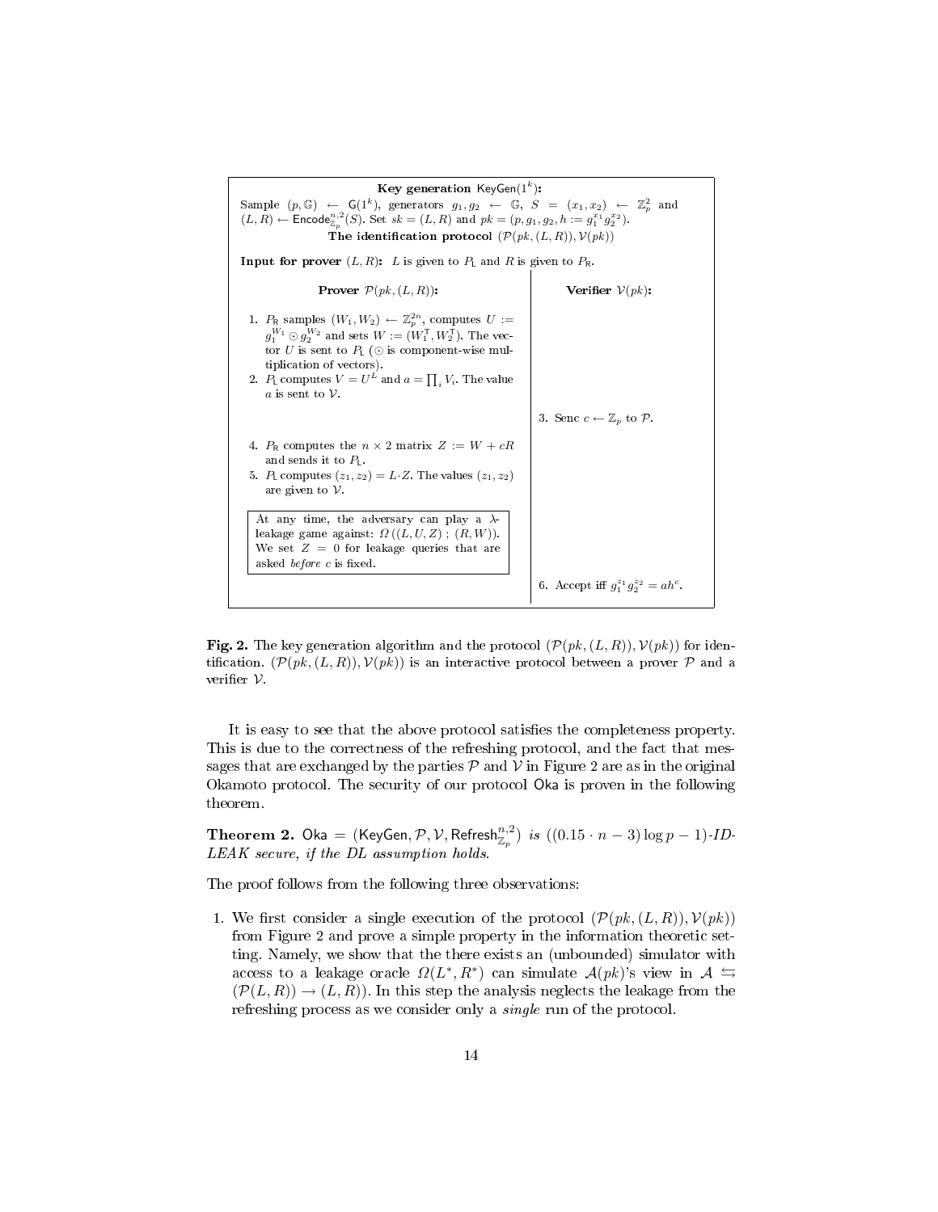**Key generation** $\mathsf{KeyGen}(1^k)$**:**

Sample $(p, \mathbb{G}) \leftarrow \mathsf{G}(1^k)$, generators $g_1, g_2 \leftarrow \mathbb{G}$, $S = (x_1, x_2) \leftarrow \mathbb{Z}_p^2$ and $(L, R) \leftarrow \mathsf{Encode}_{\mathbb{Z}_p}^{n,2}(S)$. Set $sk = (L, R)$ and $pk = (p, g_1, g_2, h := g_1^{x_1} g_2^{x_2})$.

**The identification protocol** $(\mathcal{P}(pk, (L, R)), \mathcal{V}(pk))$

**Input for prover** $(L, R)$**:** $L$ is given to $P_\mathsf{L}$ and $R$ is given to $P_\mathsf{R}$.

| **Prover** $\mathcal{P}(pk, (L, R))$**:** | **Verifier** $\mathcal{V}(pk)$**:** |
|---|---|
| 1. $P_\mathsf{R}$ samples $(W_1, W_2) \leftarrow \mathbb{Z}_p^{2n}$, computes $U := g_1^{W_1} \odot g_2^{W_2}$ and sets $W := (W_1^\mathsf{T}, W_2^\mathsf{T})$. The vector $U$ is sent to $P_\mathsf{L}$ ($\odot$ is component-wise multiplication of vectors). | |
| 2. $P_\mathsf{L}$ computes $V = U^L$ and $a = \prod_i V_i$. The value $a$ is sent to $\mathcal{V}$. | |
| | 3. Senc $c \leftarrow \mathbb{Z}_p$ to $\mathcal{P}$. |
| 4. $P_\mathsf{R}$ computes the $n \times 2$ matrix $Z := W + cR$ and sends it to $P_\mathsf{L}$. | |
| 5. $P_\mathsf{L}$ computes $(z_1, z_2) = L \cdot Z$. The values $(z_1, z_2)$ are given to $\mathcal{V}$. | |
| At any time, the adversary can play a $\lambda$-leakage game against: $\Omega((L, U, Z)\ ;\ (R, W))$. We set $Z = 0$ for leakage queries that are asked *before* $c$ is fixed. | |
| | 6. Accept iff $g_1^{z_1} g_2^{z_2} = ah^c$. |

**Fig. 2.** The key generation algorithm and the protocol $(\mathcal{P}(pk, (L, R)), \mathcal{V}(pk))$ for identification. $(\mathcal{P}(pk, (L, R)), \mathcal{V}(pk))$ is an interactive protocol between a prover $\mathcal{P}$ and a verifier $\mathcal{V}$.

It is easy to see that the above protocol satisfies the completeness property. This is due to the correctness of the refreshing protocol, and the fact that messages that are exchanged by the parties $\mathcal{P}$ and $\mathcal{V}$ in Figure 2 are as in the original Okamoto protocol. The security of our protocol $\mathsf{Oka}$ is proven in the following theorem.

**Theorem 2.** $\mathsf{Oka} = (\mathsf{KeyGen}, \mathcal{P}, \mathcal{V}, \mathsf{Refresh}_{\mathbb{Z}_p}^{n,2})$ *is* $((0.15 \cdot n - 3) \log p - 1)$*-ID-LEAK secure, if the DL assumption holds.*

The proof follows from the following three observations:

1. We first consider a single execution of the protocol $(\mathcal{P}(pk, (L, R)), \mathcal{V}(pk))$ from Figure 2 and prove a simple property in the information theoretic setting. Namely, we show that the there exists an (unbounded) simulator with access to a leakage oracle $\Omega(L^*, R^*)$ can simulate $\mathcal{A}(pk)$'s view in $\mathcal{A} \leftrightarrows (\mathcal{P}(L, R)) \to (L, R))$. In this step the analysis neglects the leakage from the refreshing process as we consider only a *single* run of the protocol.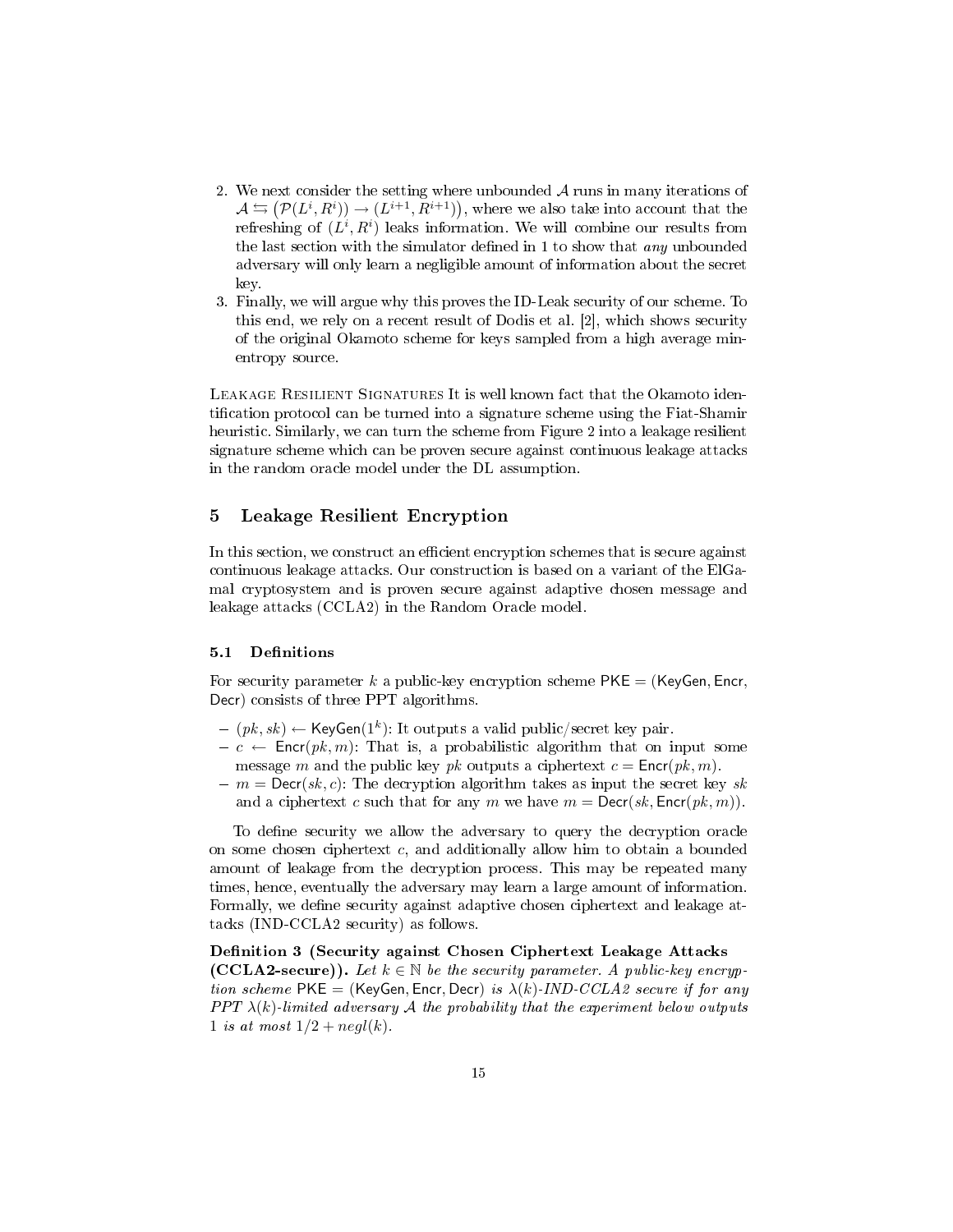2. We next consider the setting where unbounded $\mathcal{A}$ runs in many iterations of $\mathcal{A} \leftrightarrows \left(\mathcal{P}(L^i, R^i)\right) \rightarrow (L^{i+1}, R^{i+1})\big)$, where we also take into account that the refreshing of $(L^i, R^i)$ leaks information. We will combine our results from the last section with the simulator defined in 1 to show that *any* unbounded adversary will only learn a negligible amount of information about the secret key.
3. Finally, we will argue why this proves the ID-Leak security of our scheme. To this end, we rely on a recent result of Dodis et al. [2], which shows security of the original Okamoto scheme for keys sampled from a high average min-entropy source.

Leakage Resilient Signatures It is well known fact that the Okamoto identification protocol can be turned into a signature scheme using the Fiat-Shamir heuristic. Similarly, we can turn the scheme from Figure 2 into a leakage resilient signature scheme which can be proven secure against continuous leakage attacks in the random oracle model under the DL assumption.

## 5 Leakage Resilient Encryption

In this section, we construct an efficient encryption schemes that is secure against continuous leakage attacks. Our construction is based on a variant of the ElGamal cryptosystem and is proven secure against adaptive chosen message and leakage attacks (CCLA2) in the Random Oracle model.

### 5.1 Definitions

For security parameter $k$ a public-key encryption scheme $\mathsf{PKE} = (\mathsf{KeyGen}, \mathsf{Encr}, \mathsf{Decr})$ consists of three PPT algorithms.

- $(pk, sk) \leftarrow \mathsf{KeyGen}(1^k)$: It outputs a valid public/secret key pair.
- $c \leftarrow \mathsf{Encr}(pk, m)$: That is, a probabilistic algorithm that on input some message $m$ and the public key $pk$ outputs a ciphertext $c = \mathsf{Encr}(pk, m)$.
- $m = \mathsf{Decr}(sk, c)$: The decryption algorithm takes as input the secret key $sk$ and a ciphertext $c$ such that for any $m$ we have $m = \mathsf{Decr}(sk, \mathsf{Encr}(pk, m))$.

To define security we allow the adversary to query the decryption oracle on some chosen ciphertext $c$, and additionally allow him to obtain a bounded amount of leakage from the decryption process. This may be repeated many times, hence, eventually the adversary may learn a large amount of information. Formally, we define security against adaptive chosen ciphertext and leakage attacks (IND-CCLA2 security) as follows.

**Definition 3 (Security against Chosen Ciphertext Leakage Attacks (CCLA2-secure)).** *Let $k \in \mathbb{N}$ be the security parameter. A public-key encryption scheme $\mathsf{PKE} = (\mathsf{KeyGen}, \mathsf{Encr}, \mathsf{Decr})$ is $\lambda(k)$-IND-CCLA2 secure if for any PPT $\lambda(k)$-limited adversary $\mathcal{A}$ the probability that the experiment below outputs 1 is at most $1/2 + negl(k)$.*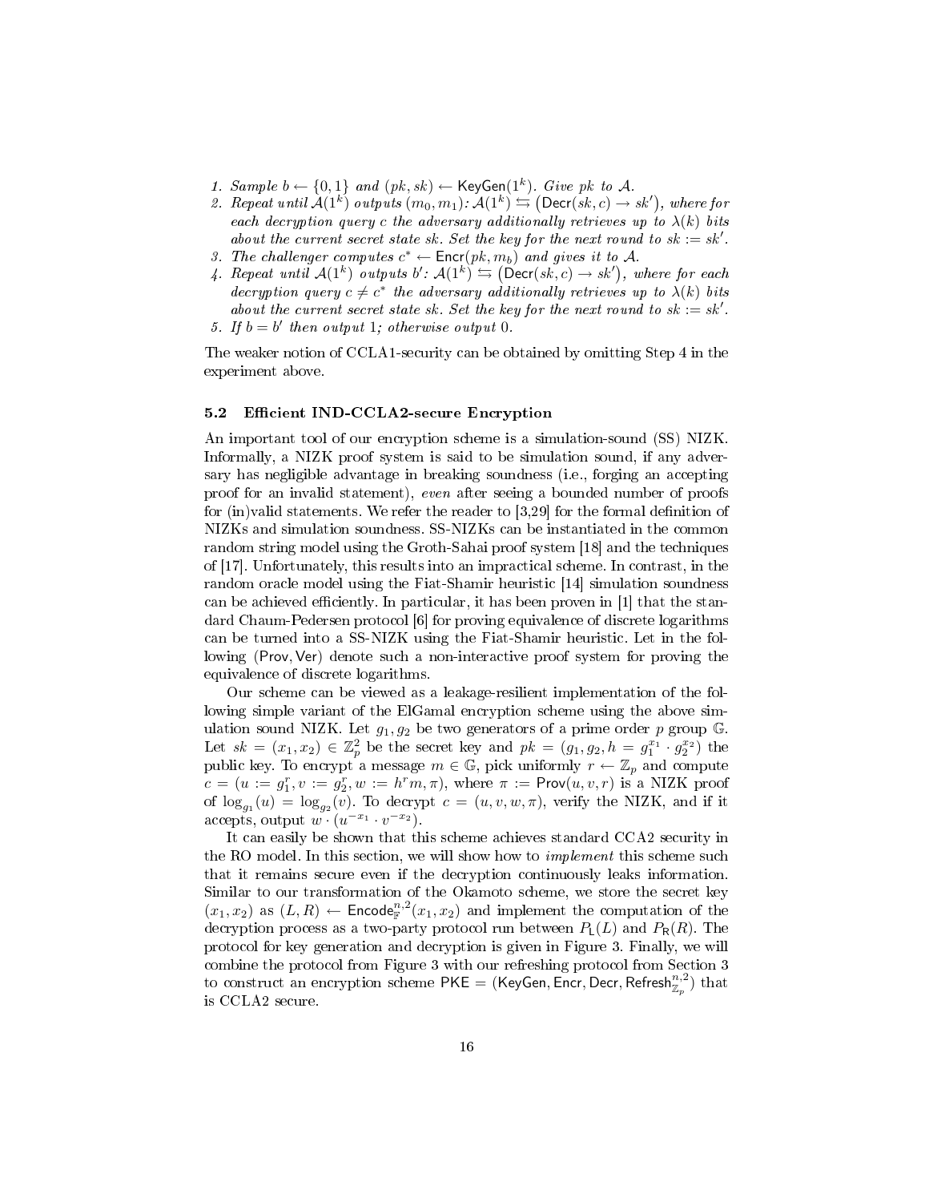1. *Sample $b \leftarrow \{0,1\}$ and $(pk, sk) \leftarrow \mathsf{KeyGen}(1^k)$. Give $pk$ to $\mathcal{A}$.*
2. *Repeat until $\mathcal{A}(1^k)$ outputs $(m_0, m_1)$: $\mathcal{A}(1^k) \leftrightarrows (\mathsf{Decr}(sk, c) \rightarrow sk')$, where for each decryption query $c$ the adversary additionally retrieves up to $\lambda(k)$ bits about the current secret state $sk$. Set the key for the next round to $sk := sk'$.*
3. *The challenger computes $c^* \leftarrow \mathsf{Encr}(pk, m_b)$ and gives it to $\mathcal{A}$.*
4. *Repeat until $\mathcal{A}(1^k)$ outputs $b'$: $\mathcal{A}(1^k) \leftrightarrows (\mathsf{Decr}(sk, c) \rightarrow sk')$, where for each decryption query $c \neq c^*$ the adversary additionally retrieves up to $\lambda(k)$ bits about the current secret state $sk$. Set the key for the next round to $sk := sk'$.*
5. *If $b = b'$ then output 1; otherwise output 0.*

The weaker notion of CCLA1-security can be obtained by omitting Step 4 in the experiment above.

### 5.2 Efficient IND-CCLA2-secure Encryption

An important tool of our encryption scheme is a simulation-sound (SS) NIZK. Informally, a NIZK proof system is said to be simulation sound, if any adversary has negligible advantage in breaking soundness (i.e., forging an accepting proof for an invalid statement), *even* after seeing a bounded number of proofs for (in)valid statements. We refer the reader to [3,29] for the formal definition of NIZKs and simulation soundness. SS-NIZKs can be instantiated in the common random string model using the Groth-Sahai proof system [18] and the techniques of [17]. Unfortunately, this results into an impractical scheme. In contrast, in the random oracle model using the Fiat-Shamir heuristic [14] simulation soundness can be achieved efficiently. In particular, it has been proven in [1] that the standard Chaum-Pedersen protocol [6] for proving equivalence of discrete logarithms can be turned into a SS-NIZK using the Fiat-Shamir heuristic. Let in the following $(\mathsf{Prov}, \mathsf{Ver})$ denote such a non-interactive proof system for proving the equivalence of discrete logarithms.

Our scheme can be viewed as a leakage-resilient implementation of the following simple variant of the ElGamal encryption scheme using the above simulation sound NIZK. Let $g_1, g_2$ be two generators of a prime order $p$ group $\mathbb{G}$. Let $sk = (x_1, x_2) \in \mathbb{Z}_p^2$ be the secret key and $pk = (g_1, g_2, h = g_1^{x_1} \cdot g_2^{x_2})$ the public key. To encrypt a message $m \in \mathbb{G}$, pick uniformly $r \leftarrow \mathbb{Z}_p$ and compute $c = (u := g_1^r, v := g_2^r, w := h^r m, \pi)$, where $\pi := \mathsf{Prov}(u, v, r)$ is a NIZK proof of $\log_{g_1}(u) = \log_{g_2}(v)$. To decrypt $c = (u, v, w, \pi)$, verify the NIZK, and if it accepts, output $w \cdot (u^{-x_1} \cdot v^{-x_2})$.

It can easily be shown that this scheme achieves standard CCA2 security in the RO model. In this section, we will show how to *implement* this scheme such that it remains secure even if the decryption continuously leaks information. Similar to our transformation of the Okamoto scheme, we store the secret key $(x_1, x_2)$ as $(L, R) \leftarrow \mathsf{Encode}_{\mathbb{F}}^{n,2}(x_1, x_2)$ and implement the computation of the decryption process as a two-party protocol run between $P_{\mathsf{L}}(L)$ and $P_{\mathsf{R}}(R)$. The protocol for key generation and decryption is given in Figure 3. Finally, we will combine the protocol from Figure 3 with our refreshing protocol from Section 3 to construct an encryption scheme $\mathsf{PKE} = (\mathsf{KeyGen}, \mathsf{Encr}, \mathsf{Decr}, \mathsf{Refresh}_{\mathbb{Z}_p}^{n,2})$ that is CCLA2 secure.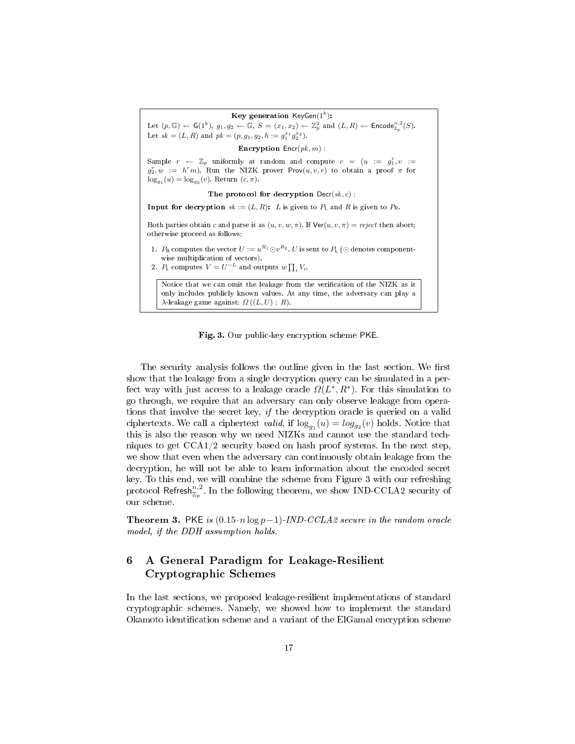**Key generation** $\mathsf{KeyGen}(1^k)$**:**

Let $(p, \mathbb{G}) \leftarrow \mathsf{G}(1^k)$, $g_1, g_2 \leftarrow \mathbb{G}$, $S = (x_1, x_2) \leftarrow \mathbb{Z}_p^2$ and $(L, R) \leftarrow \mathsf{Encode}_{\mathbb{Z}_p}^{n,2}(S)$. Let $sk = (L, R)$ and $pk = (p, g_1, g_2, h := g_1^{x_1} g_2^{x_2})$.

**Encryption** $\mathsf{Encr}(pk, m)$ :

Sample $r \leftarrow \mathbb{Z}_p$ uniformly at random and compute $c = (u := g_1^r, v := g_2^r, w := h^r m)$. Run the NIZK prover $\mathsf{Prov}(u, v, r)$ to obtain a proof $\pi$ for $\log_{g_1}(u) = \log_{g_2}(v)$. Return $(c, \pi)$.

**The protocol for decryption** $\mathsf{Decr}(sk, c)$ :

**Input for decryption** $sk := (L, R)$**:** $L$ is given to $P_\mathsf{L}$ and $R$ is given to $P_\mathsf{R}$.

Both parties obtain $c$ and parse it as $(u, v, w, \pi)$. If $\mathsf{Ver}(u, v, \pi) = reject$ then abort; otherwise proceed as follows:

1. $P_\mathsf{R}$ computes the vector $U := u^{R_1} \odot v^{R_2}$. $U$ is sent to $P_\mathsf{L}$ ($\odot$ denotes component-wise multiplication of vectors).
2. $P_\mathsf{L}$ computes $V = U^{-L}$ and outputs $w \prod_i V_i$.

Notice that we can omit the leakage from the verification of the NIZK as it only includes publicly known values. At any time, the adversary can play a $\lambda$-leakage game against: $\Omega\left((L, U)\ ;\ R\right)$.

**Fig. 3.** Our public-key encryption scheme $\mathsf{PKE}$.

The security analysis follows the outline given in the last section. We first show that the leakage from a single decryption query can be simulated in a perfect way with just access to a leakage oracle $\Omega(L^*, R^*)$. For this simulation to go through, we require that an adversary can only observe leakage from operations that involve the secret key, *if* the decryption oracle is queried on a valid ciphertexts. We call a ciphertext *valid*, if $\log_{g_1}(u) = log_{g_2}(v)$ holds. Notice that this is also the reason why we need NIZKs and cannot use the standard techniques to get CCA1/2 security based on hash proof systems. In the next step, we show that even when the adversary can continuously obtain leakage from the decryption, he will not be able to learn information about the encoded secret key. To this end, we will combine the scheme from Figure 3 with our refreshing protocol $\mathsf{Refresh}_{\mathbb{Z}_p}^{n,2}$. In the following theorem, we show IND-CCLA2 security of our scheme.

**Theorem 3.** *$\mathsf{PKE}$ is $(0.15 \cdot n \log p - 1)$-IND-CCLA2 secure in the random oracle model, if the DDH assumption holds.*

## 6 A General Paradigm for Leakage-Resilient Cryptographic Schemes

In the last sections, we proposed leakage-resilient implementations of standard cryptographic schemes. Namely, we showed how to implement the standard Okamoto identification scheme and a variant of the ElGamal encryption scheme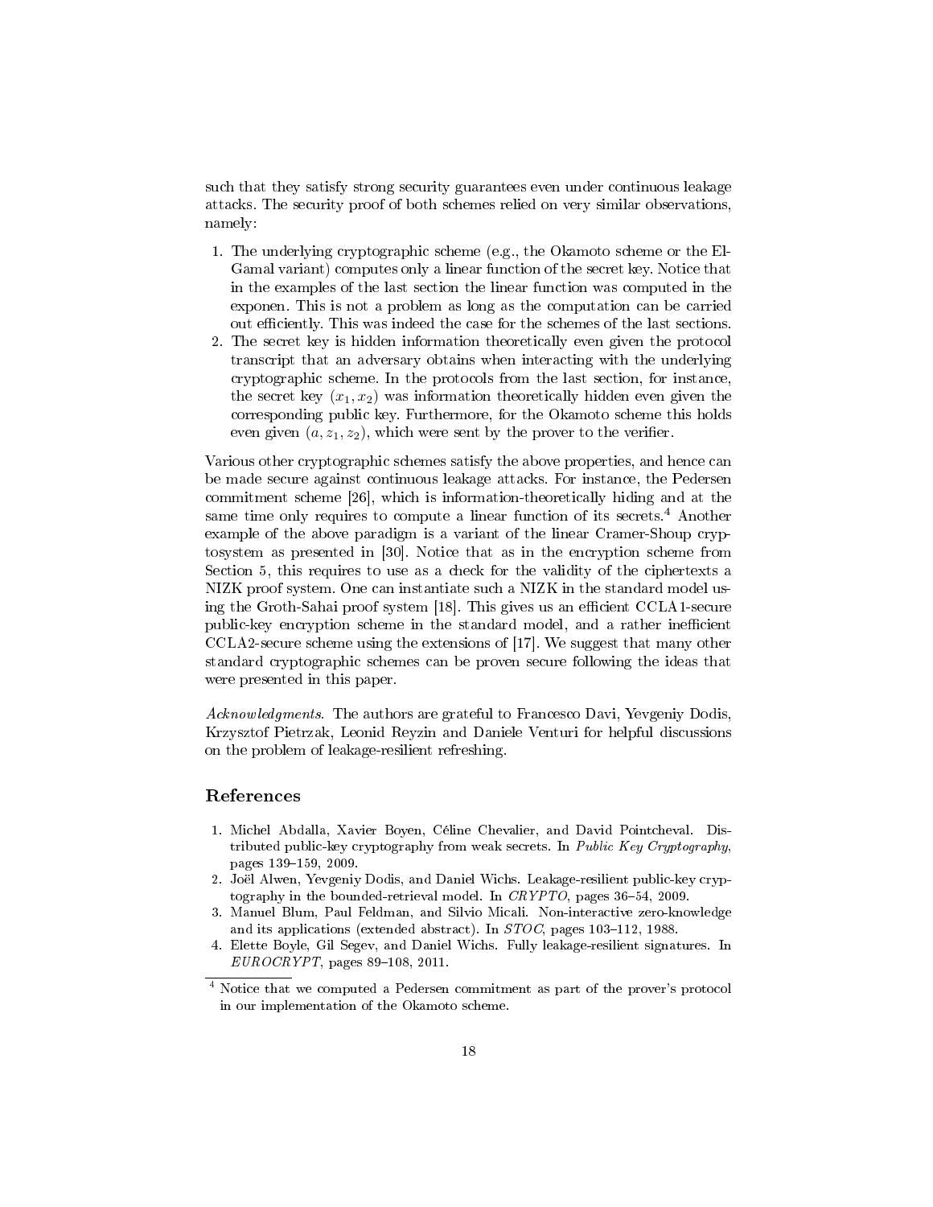such that they satisfy strong security guarantees even under continuous leakage attacks. The security proof of both schemes relied on very similar observations, namely:

1. The underlying cryptographic scheme (e.g., the Okamoto scheme or the ElGamal variant) computes only a linear function of the secret key. Notice that in the examples of the last section the linear function was computed in the exponen. This is not a problem as long as the computation can be carried out efficiently. This was indeed the case for the schemes of the last sections.
2. The secret key is hidden information theoretically even given the protocol transcript that an adversary obtains when interacting with the underlying cryptographic scheme. In the protocols from the last section, for instance, the secret key $(x_1, x_2)$ was information theoretically hidden even given the corresponding public key. Furthermore, for the Okamoto scheme this holds even given $(a, z_1, z_2)$, which were sent by the prover to the verifier.

Various other cryptographic schemes satisfy the above properties, and hence can be made secure against continuous leakage attacks. For instance, the Pedersen commitment scheme [26], which is information-theoretically hiding and at the same time only requires to compute a linear function of its secrets.[4] Another example of the above paradigm is a variant of the linear Cramer-Shoup cryptosystem as presented in [30]. Notice that as in the encryption scheme from Section 5, this requires to use as a check for the validity of the ciphertexts a NIZK proof system. One can instantiate such a NIZK in the standard model using the Groth-Sahai proof system [18]. This gives us an efficient CCLA1-secure public-key encryption scheme in the standard model, and a rather inefficient CCLA2-secure scheme using the extensions of [17]. We suggest that many other standard cryptographic schemes can be proven secure following the ideas that were presented in this paper.

*Acknowledgments.* The authors are grateful to Francesco Davi, Yevgeniy Dodis, Krzysztof Pietrzak, Leonid Reyzin and Daniele Venturi for helpful discussions on the problem of leakage-resilient refreshing.

## References

1. Michel Abdalla, Xavier Boyen, Céline Chevalier, and David Pointcheval. Distributed public-key cryptography from weak secrets. In *Public Key Cryptography*, pages 139–159, 2009.
2. Joël Alwen, Yevgeniy Dodis, and Daniel Wichs. Leakage-resilient public-key cryptography in the bounded-retrieval model. In *CRYPTO*, pages 36–54, 2009.
3. Manuel Blum, Paul Feldman, and Silvio Micali. Non-interactive zero-knowledge and its applications (extended abstract). In *STOC*, pages 103–112, 1988.
4. Elette Boyle, Gil Segev, and Daniel Wichs. Fully leakage-resilient signatures. In *EUROCRYPT*, pages 89–108, 2011.

[4] Notice that we computed a Pedersen commitment as part of the prover's protocol in our implementation of the Okamoto scheme.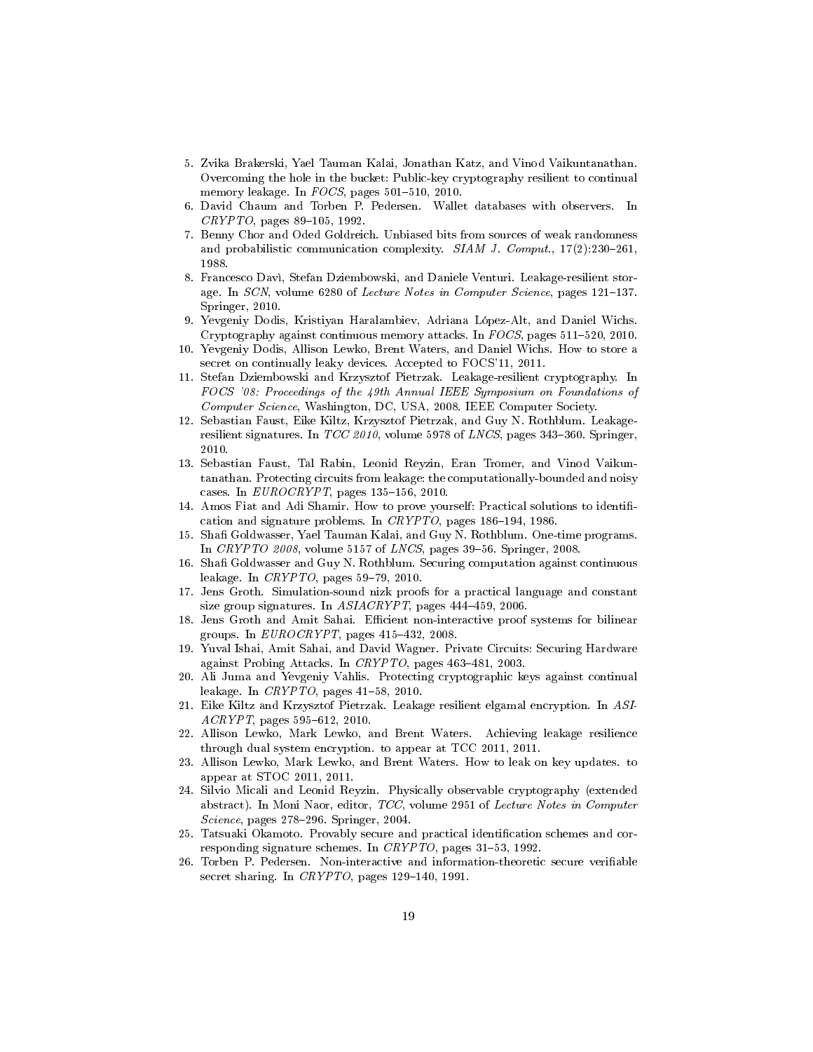5. Zvika Brakerski, Yael Tauman Kalai, Jonathan Katz, and Vinod Vaikuntanathan. Overcoming the hole in the bucket: Public-key cryptography resilient to continual memory leakage. In *FOCS*, pages 501–510, 2010.
6. David Chaum and Torben P. Pedersen. Wallet databases with observers. In *CRYPTO*, pages 89–105, 1992.
7. Benny Chor and Oded Goldreich. Unbiased bits from sources of weak randomness and probabilistic communication complexity. *SIAM J. Comput.*, 17(2):230–261, 1988.
8. Francesco Davì, Stefan Dziembowski, and Daniele Venturi. Leakage-resilient storage. In *SCN*, volume 6280 of *Lecture Notes in Computer Science*, pages 121–137. Springer, 2010.
9. Yevgeniy Dodis, Kristiyan Haralambiev, Adriana López-Alt, and Daniel Wichs. Cryptography against continuous memory attacks. In *FOCS*, pages 511–520, 2010.
10. Yevgeniy Dodis, Allison Lewko, Brent Waters, and Daniel Wichs. How to store a secret on continually leaky devices. Accepted to FOCS'11, 2011.
11. Stefan Dziembowski and Krzysztof Pietrzak. Leakage-resilient cryptography. In *FOCS '08: Proceedings of the 49th Annual IEEE Symposium on Foundations of Computer Science*, Washington, DC, USA, 2008. IEEE Computer Society.
12. Sebastian Faust, Eike Kiltz, Krzysztof Pietrzak, and Guy N. Rothblum. Leakage-resilient signatures. In *TCC 2010*, volume 5978 of *LNCS*, pages 343–360. Springer, 2010.
13. Sebastian Faust, Tal Rabin, Leonid Reyzin, Eran Tromer, and Vinod Vaikuntanathan. Protecting circuits from leakage: the computationally-bounded and noisy cases. In *EUROCRYPT*, pages 135–156, 2010.
14. Amos Fiat and Adi Shamir. How to prove yourself: Practical solutions to identification and signature problems. In *CRYPTO*, pages 186–194, 1986.
15. Shafi Goldwasser, Yael Tauman Kalai, and Guy N. Rothblum. One-time programs. In *CRYPTO 2008*, volume 5157 of *LNCS*, pages 39–56. Springer, 2008.
16. Shafi Goldwasser and Guy N. Rothblum. Securing computation against continuous leakage. In *CRYPTO*, pages 59–79, 2010.
17. Jens Groth. Simulation-sound nizk proofs for a practical language and constant size group signatures. In *ASIACRYPT*, pages 444–459, 2006.
18. Jens Groth and Amit Sahai. Efficient non-interactive proof systems for bilinear groups. In *EUROCRYPT*, pages 415–432, 2008.
19. Yuval Ishai, Amit Sahai, and David Wagner. Private Circuits: Securing Hardware against Probing Attacks. In *CRYPTO*, pages 463–481, 2003.
20. Ali Juma and Yevgeniy Vahlis. Protecting cryptographic keys against continual leakage. In *CRYPTO*, pages 41–58, 2010.
21. Eike Kiltz and Krzysztof Pietrzak. Leakage resilient elgamal encryption. In *ASIACRYPT*, pages 595–612, 2010.
22. Allison Lewko, Mark Lewko, and Brent Waters. Achieving leakage resilience through dual system encryption. to appear at TCC 2011, 2011.
23. Allison Lewko, Mark Lewko, and Brent Waters. How to leak on key updates. to appear at STOC 2011, 2011.
24. Silvio Micali and Leonid Reyzin. Physically observable cryptography (extended abstract). In Moni Naor, editor, *TCC*, volume 2951 of *Lecture Notes in Computer Science*, pages 278–296. Springer, 2004.
25. Tatsuaki Okamoto. Provably secure and practical identification schemes and corresponding signature schemes. In *CRYPTO*, pages 31–53, 1992.
26. Torben P. Pedersen. Non-interactive and information-theoretic secure verifiable secret sharing. In *CRYPTO*, pages 129–140, 1991.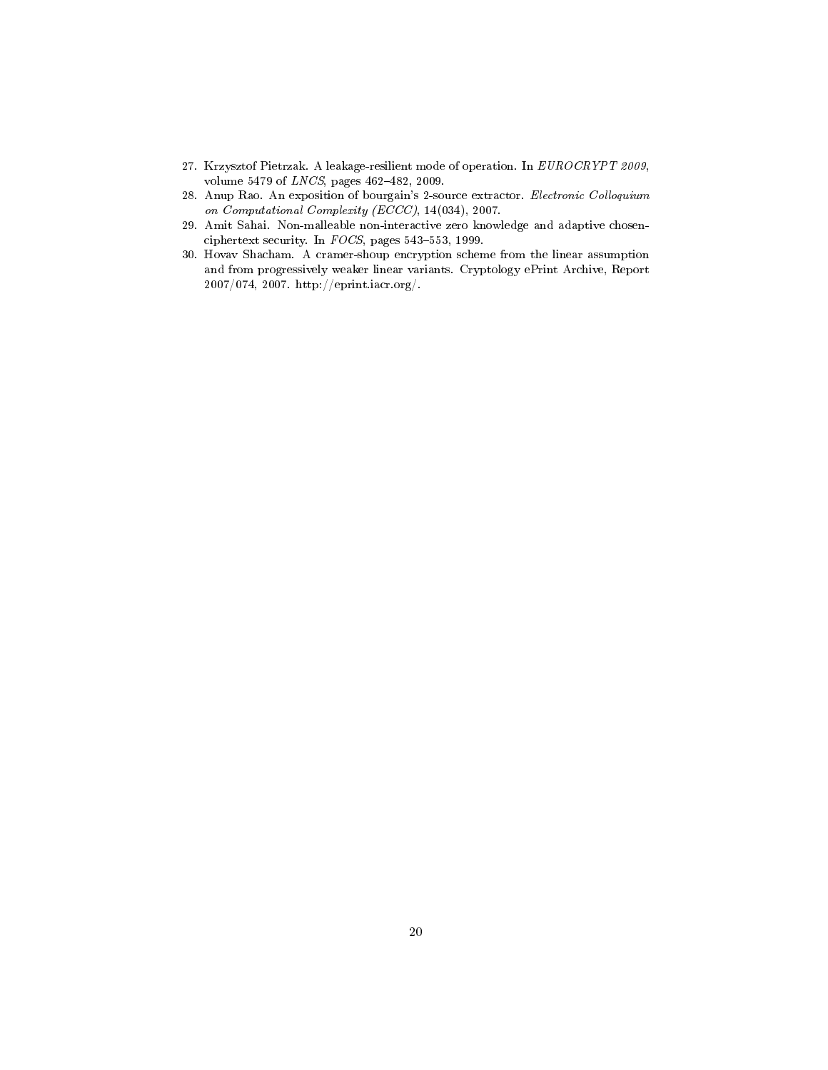27. Krzysztof Pietrzak. A leakage-resilient mode of operation. In *EUROCRYPT 2009*, volume 5479 of *LNCS*, pages 462–482, 2009.
28. Anup Rao. An exposition of bourgain's 2-source extractor. *Electronic Colloquium on Computational Complexity (ECCC)*, 14(034), 2007.
29. Amit Sahai. Non-malleable non-interactive zero knowledge and adaptive chosen-ciphertext security. In *FOCS*, pages 543–553, 1999.
30. Hovav Shacham. A cramer-shoup encryption scheme from the linear assumption and from progressively weaker linear variants. Cryptology ePrint Archive, Report 2007/074, 2007. http://eprint.iacr.org/.